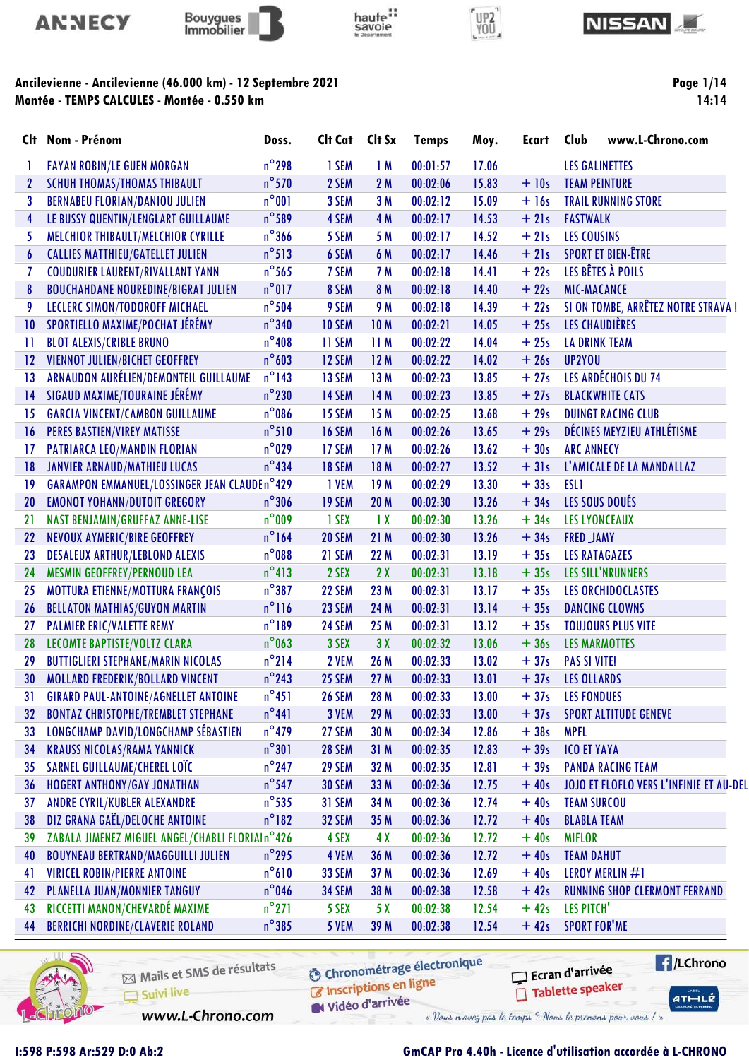**Ancilevienne - Ancilevienne (46.000 km) - 12 Septembre 2021**
**Montée - TEMPS CALCULES - Montée - 0.550 km**

| Clt | Nom - Prénom | Doss. | Clt Cat | Clt Sx | Temps | Moy. | Ecart | Club www.L-Chrono.com |
|---|---|---|---|---|---|---|---|---|
| 1 | FAYAN ROBIN/LE GUEN MORGAN | n°298 | 1 SEM | 1 M | 00:01:57 | 17.06 | | LES GALINETTES |
| 2 | SCHUH THOMAS/THOMAS THIBAULT | n°570 | 2 SEM | 2 M | 00:02:06 | 15.83 | + 10s | TEAM PEINTURE |
| 3 | BERNABEU FLORIAN/DANIOU JULIEN | n°001 | 3 SEM | 3 M | 00:02:12 | 15.09 | + 16s | TRAIL RUNNING STORE |
| 4 | LE BUSSY QUENTIN/LENGLART GUILLAUME | n°589 | 4 SEM | 4 M | 00:02:17 | 14.53 | + 21s | FASTWALK |
| 5 | MELCHIOR THIBAULT/MELCHIOR CYRILLE | n°366 | 5 SEM | 5 M | 00:02:17 | 14.52 | + 21s | LES COUSINS |
| 6 | CALLIES MATTHIEU/GATELLET JULIEN | n°513 | 6 SEM | 6 M | 00:02:17 | 14.46 | + 21s | SPORT ET BIEN-ÊTRE |
| 7 | COUDURIER LAURENT/RIVALLANT YANN | n°565 | 7 SEM | 7 M | 00:02:18 | 14.41 | + 22s | LES BÊTES À POILS |
| 8 | BOUCHAHDANE NOUREDINE/BIGRAT JULIEN | n°017 | 8 SEM | 8 M | 00:02:18 | 14.40 | + 22s | MIC-MACANCE |
| 9 | LECLERC SIMON/TODOROFF MICHAEL | n°504 | 9 SEM | 9 M | 00:02:18 | 14.39 | + 22s | SI ON TOMBE, ARRÊTEZ NOTRE STRAVA ! |
| 10 | SPORTIELLO MAXIME/POCHAT JÉRÉMY | n°340 | 10 SEM | 10 M | 00:02:21 | 14.05 | + 25s | LES CHAUDIÈRES |
| 11 | BLOT ALEXIS/CRIBLE BRUNO | n°408 | 11 SEM | 11 M | 00:02:22 | 14.04 | + 25s | LA DRINK TEAM |
| 12 | VIENNOT JULIEN/BICHET GEOFFREY | n°603 | 12 SEM | 12 M | 00:02:22 | 14.02 | + 26s | UP2YOU |
| 13 | ARNAUDON AURÉLIEN/DEMONTEIL GUILLAUME | n°143 | 13 SEM | 13 M | 00:02:23 | 13.85 | + 27s | LES ARDÉCHOIS DU 74 |
| 14 | SIGAUD MAXIME/TOURAINE JÉRÉMY | n°230 | 14 SEM | 14 M | 00:02:23 | 13.85 | + 27s | BLACKWHITE CATS |
| 15 | GARCIA VINCENT/CAMBON GUILLAUME | n°086 | 15 SEM | 15 M | 00:02:25 | 13.68 | + 29s | DUINGT RACING CLUB |
| 16 | PERES BASTIEN/VIREY MATISSE | n°510 | 16 SEM | 16 M | 00:02:26 | 13.65 | + 29s | DÉCINES MEYZIEU ATHLÉTISME |
| 17 | PATRIARCA LEO/MANDIN FLORIAN | n°029 | 17 SEM | 17 M | 00:02:26 | 13.62 | + 30s | ARC ANNECY |
| 18 | JANVIER ARNAUD/MATHIEU LUCAS | n°434 | 18 SEM | 18 M | 00:02:27 | 13.52 | + 31s | L'AMICALE DE LA MANDALLAZ |
| 19 | GARAMPON EMMANUEL/LOSSINGER JEAN CLAUDE | n°429 | 1 VEM | 19 M | 00:02:29 | 13.30 | + 33s | ESL1 |
| 20 | EMONOT YOHANN/DUTOIT GREGORY | n°306 | 19 SEM | 20 M | 00:02:30 | 13.26 | + 34s | LES SOUS DOUÉS |
| 21 | NAST BENJAMIN/GRUFFAZ ANNE-LISE | n°009 | 1 SEX | 1 X | 00:02:30 | 13.26 | + 34s | LES LYONCEAUX |
| 22 | NEVOUX AYMERIC/BIRE GEOFFREY | n°164 | 20 SEM | 21 M | 00:02:30 | 13.26 | + 34s | FRED_JAMY |
| 23 | DESALEUX ARTHUR/LEBLOND ALEXIS | n°088 | 21 SEM | 22 M | 00:02:31 | 13.19 | + 35s | LES RATAGAZES |
| 24 | MESMIN GEOFFREY/PERNOUD LEA | n°413 | 2 SEX | 2 X | 00:02:31 | 13.18 | + 35s | LES SILL'NRUNNERS |
| 25 | MOTTURA ETIENNE/MOTTURA FRANÇOIS | n°387 | 22 SEM | 23 M | 00:02:31 | 13.17 | + 35s | LES ORCHIDOCLASTES |
| 26 | BELLATON MATHIAS/GUYON MARTIN | n°116 | 23 SEM | 24 M | 00:02:31 | 13.14 | + 35s | DANCING CLOWNS |
| 27 | PALMIER ERIC/VALETTE REMY | n°189 | 24 SEM | 25 M | 00:02:31 | 13.12 | + 35s | TOUJOURS PLUS VITE |
| 28 | LECOMTE BAPTISTE/VOLTZ CLARA | n°063 | 3 SEX | 3 X | 00:02:32 | 13.06 | + 36s | LES MARMOTTES |
| 29 | BUTTIGLIERI STEPHANE/MARIN NICOLAS | n°214 | 2 VEM | 26 M | 00:02:33 | 13.02 | + 37s | PAS SI VITE! |
| 30 | MOLLARD FREDERIK/BOLLARD VINCENT | n°243 | 25 SEM | 27 M | 00:02:33 | 13.01 | + 37s | LES OLLARDS |
| 31 | GIRARD PAUL-ANTOINE/AGNELLET ANTOINE | n°451 | 26 SEM | 28 M | 00:02:33 | 13.00 | + 37s | LES FONDUES |
| 32 | BONTAZ CHRISTOPHE/TREMBLET STEPHANE | n°441 | 3 VEM | 29 M | 00:02:33 | 13.00 | + 37s | SPORT ALTITUDE GENEVE |
| 33 | LONGCHAMP DAVID/LONGCHAMP SÉBASTIEN | n°479 | 27 SEM | 30 M | 00:02:34 | 12.86 | + 38s | MPFL |
| 34 | KRAUSS NICOLAS/RAMA YANNICK | n°301 | 28 SEM | 31 M | 00:02:35 | 12.83 | + 39s | ICO ET YAYA |
| 35 | SARNEL GUILLAUME/CHEREL LOÏC | n°247 | 29 SEM | 32 M | 00:02:35 | 12.81 | + 39s | PANDA RACING TEAM |
| 36 | HOGERT ANTHONY/GAY JONATHAN | n°547 | 30 SEM | 33 M | 00:02:36 | 12.75 | + 40s | JOJO ET FLOFLO VERS L'INFINIE ET AU-DEL |
| 37 | ANDRE CYRIL/KUBLER ALEXANDRE | n°535 | 31 SEM | 34 M | 00:02:36 | 12.74 | + 40s | TEAM SURCOU |
| 38 | DIZ GRANA GAËL/DELOCHE ANTOINE | n°182 | 32 SEM | 35 M | 00:02:36 | 12.72 | + 40s | BLABLA TEAM |
| 39 | ZABALA JIMENEZ MIGUEL ANGEL/CHABLI FLORIAN | n°426 | 4 SEX | 4 X | 00:02:36 | 12.72 | + 40s | MIFLOR |
| 40 | BOUYNEAU BERTRAND/MAGGUILLI JULIEN | n°295 | 4 VEM | 36 M | 00:02:36 | 12.72 | + 40s | TEAM DAHUT |
| 41 | VIRICEL ROBIN/PIERRE ANTOINE | n°610 | 33 SEM | 37 M | 00:02:36 | 12.69 | + 40s | LEROY MERLIN #1 |
| 42 | PLANELLA JUAN/MONNIER TANGUY | n°046 | 34 SEM | 38 M | 00:02:38 | 12.58 | + 42s | RUNNING SHOP CLERMONT FERRAND |
| 43 | RICCETTI MANON/CHEVARDÉ MAXIME | n°271 | 5 SEX | 5 X | 00:02:38 | 12.54 | + 42s | LES PITCH' |
| 44 | BERRICHI NORDINE/CLAVERIE ROLAND | n°385 | 5 VEM | 39 M | 00:02:38 | 12.54 | + 42s | SPORT FOR'ME |

I:598 P:598 Ar:529 D:0 Ab:2

GmCAP Pro 4.40h - Licence d'utilisation accordée à L-CHRONO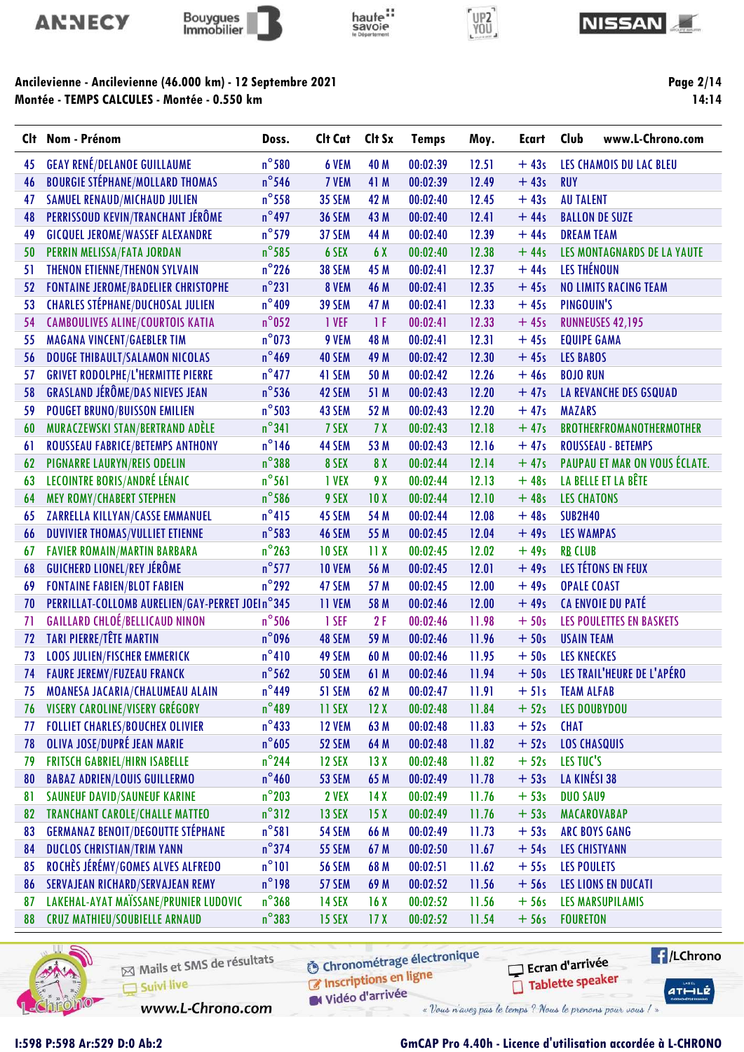# Ancilevienne - Ancilevienne (46.000 km) - 12 Septembre 2021

## Montée - TEMPS CALCULES - Montée - 0.550 km

| Clt | Nom - Prénom | Doss. | Clt Cat | Clt Sx | Temps | Moy. | Ecart | Club |
|---|---|---|---|---|---|---|---|---|
| 45 | GEAY RENÉ/DELANOE GUILLAUME | n°580 | 6 VEM | 40 M | 00:02:39 | 12.51 | + 43s | LES CHAMOIS DU LAC BLEU |
| 46 | BOURGIE STÉPHANE/MOLLARD THOMAS | n°546 | 7 VEM | 41 M | 00:02:39 | 12.49 | + 43s | RUY |
| 47 | SAMUEL RENAUD/MICHAUD JULIEN | n°558 | 35 SEM | 42 M | 00:02:40 | 12.45 | + 43s | AU TALENT |
| 48 | PERRISSOUD KEVIN/TRANCHANT JÉRÔME | n°497 | 36 SEM | 43 M | 00:02:40 | 12.41 | + 44s | BALLON DE SUZE |
| 49 | GICQUEL JEROME/WASSEF ALEXANDRE | n°579 | 37 SEM | 44 M | 00:02:40 | 12.39 | + 44s | DREAM TEAM |
| 50 | PERRIN MELISSA/FATA JORDAN | n°585 | 6 SEX | 6 X | 00:02:40 | 12.38 | + 44s | LES MONTAGNARDS DE LA YAUTE |
| 51 | THENON ETIENNE/THENON SYLVAIN | n°226 | 38 SEM | 45 M | 00:02:41 | 12.37 | + 44s | LES THÉNOUN |
| 52 | FONTAINE JEROME/BADELIER CHRISTOPHE | n°231 | 8 VEM | 46 M | 00:02:41 | 12.35 | + 45s | NO LIMITS RACING TEAM |
| 53 | CHARLES STÉPHANE/DUCHOSAL JULIEN | n°409 | 39 SEM | 47 M | 00:02:41 | 12.33 | + 45s | PINGOUIN'S |
| 54 | CAMBOULIVES ALINE/COURTOIS KATIA | n°052 | 1 VEF | 1 F | 00:02:41 | 12.33 | + 45s | RUNNEUSES 42,195 |
| 55 | MAGANA VINCENT/GAEBLER TIM | n°073 | 9 VEM | 48 M | 00:02:41 | 12.31 | + 45s | EQUIPE GAMA |
| 56 | DOUGE THIBAULT/SALAMON NICOLAS | n°469 | 40 SEM | 49 M | 00:02:42 | 12.30 | + 45s | LES BABOS |
| 57 | GRIVET RODOLPHE/L'HERMITTE PIERRE | n°477 | 41 SEM | 50 M | 00:02:42 | 12.26 | + 46s | BOJO RUN |
| 58 | GRASLAND JÉRÔME/DAS NIEVES JEAN | n°536 | 42 SEM | 51 M | 00:02:43 | 12.20 | + 47s | LA REVANCHE DES GSQUAD |
| 59 | POUGET BRUNO/BUISSON EMILIEN | n°503 | 43 SEM | 52 M | 00:02:43 | 12.20 | + 47s | MAZARS |
| 60 | MURACZEWSKI STAN/BERTRAND ADÈLE | n°341 | 7 SEX | 7 X | 00:02:43 | 12.18 | + 47s | BROTHERFROMANOTHERMOTHER |
| 61 | ROUSSEAU FABRICE/BETEMPS ANTHONY | n°146 | 44 SEM | 53 M | 00:02:43 | 12.16 | + 47s | ROUSSEAU - BETEMPS |
| 62 | PIGNARRE LAURYN/REIS ODELIN | n°388 | 8 SEX | 8 X | 00:02:44 | 12.14 | + 47s | PAUPAU ET MAR ON VOUS ÉCLATE. |
| 63 | LECOINTRE BORIS/ANDRÉ LÉNAIC | n°561 | 1 VEX | 9 X | 00:02:44 | 12.13 | + 48s | LA BELLE ET LA BÊTE |
| 64 | MEY ROMY/CHABERT STEPHEN | n°586 | 9 SEX | 10 X | 00:02:44 | 12.10 | + 48s | LES CHATONS |
| 65 | ZARRELLA KILLYAN/CASSE EMMANUEL | n°415 | 45 SEM | 54 M | 00:02:44 | 12.08 | + 48s | SUB2H40 |
| 66 | DUVIVIER THOMAS/VULLIET ETIENNE | n°583 | 46 SEM | 55 M | 00:02:45 | 12.04 | + 49s | LES WAMPAS |
| 67 | FAVIER ROMAIN/MARTIN BARBARA | n°263 | 10 SEX | 11 X | 00:02:45 | 12.02 | + 49s | RB CLUB |
| 68 | GUICHERD LIONEL/REY JÉRÔME | n°577 | 10 VEM | 56 M | 00:02:45 | 12.01 | + 49s | LES TÉTONS EN FEUX |
| 69 | FONTAINE FABIEN/BLOT FABIEN | n°292 | 47 SEM | 57 M | 00:02:45 | 12.00 | + 49s | OPALE COAST |
| 70 | PERRILLAT-COLLOMB AURELIEN/GAY-PERRET JOEL | n°345 | 11 VEM | 58 M | 00:02:46 | 12.00 | + 49s | CA ENVOIE DU PATÉ |
| 71 | GAILLARD CHLOÉ/BELLICAUD NINON | n°506 | 1 SEF | 2 F | 00:02:46 | 11.98 | + 50s | LES POULETTES EN BASKETS |
| 72 | TARI PIERRE/TÊTE MARTIN | n°096 | 48 SEM | 59 M | 00:02:46 | 11.96 | + 50s | USAIN TEAM |
| 73 | LOOS JULIEN/FISCHER EMMERICK | n°410 | 49 SEM | 60 M | 00:02:46 | 11.95 | + 50s | LES KNECKES |
| 74 | FAURE JEREMY/FUZEAU FRANCK | n°562 | 50 SEM | 61 M | 00:02:46 | 11.94 | + 50s | LES TRAIL'HEURE DE L'APÉRO |
| 75 | MOANESA JACARIA/CHALUMEAU ALAIN | n°449 | 51 SEM | 62 M | 00:02:47 | 11.91 | + 51s | TEAM ALFAB |
| 76 | VISERY CAROLINE/VISERY GRÉGORY | n°489 | 11 SEX | 12 X | 00:02:48 | 11.84 | + 52s | LES DOUBYDOU |
| 77 | FOLLIET CHARLES/BOUCHEX OLIVIER | n°433 | 12 VEM | 63 M | 00:02:48 | 11.83 | + 52s | CHAT |
| 78 | OLIVA JOSE/DUPRÉ JEAN MARIE | n°605 | 52 SEM | 64 M | 00:02:48 | 11.82 | + 52s | LOS CHASQUIS |
| 79 | FRITSCH GABRIEL/HIRN ISABELLE | n°244 | 12 SEX | 13 X | 00:02:48 | 11.82 | + 52s | LES TUC'S |
| 80 | BABAZ ADRIEN/LOUIS GUILLERMO | n°460 | 53 SEM | 65 M | 00:02:49 | 11.78 | + 53s | LA KINÉSI 38 |
| 81 | SAUNEUF DAVID/SAUNEUF KARINE | n°203 | 2 VEX | 14 X | 00:02:49 | 11.76 | + 53s | DUO SAU9 |
| 82 | TRANCHANT CAROLE/CHALLE MATTEO | n°312 | 13 SEX | 15 X | 00:02:49 | 11.76 | + 53s | MACAROVABAP |
| 83 | GERMANAZ BENOIT/DEGOUTTE STÉPHANE | n°581 | 54 SEM | 66 M | 00:02:49 | 11.73 | + 53s | ARC BOYS GANG |
| 84 | DUCLOS CHRISTIAN/TRIM YANN | n°374 | 55 SEM | 67 M | 00:02:50 | 11.67 | + 54s | LES CHISTYANN |
| 85 | ROCHÈS JÉRÉMY/GOMES ALVES ALFREDO | n°101 | 56 SEM | 68 M | 00:02:51 | 11.62 | + 55s | LES POULETS |
| 86 | SERVAJEAN RICHARD/SERVAJEAN REMY | n°198 | 57 SEM | 69 M | 00:02:52 | 11.56 | + 56s | LES LIONS EN DUCATI |
| 87 | LAKEHAL-AYAT MAÏSSANE/PRUNIER LUDOVIC | n°368 | 14 SEX | 16 X | 00:02:52 | 11.56 | + 56s | LES MARSUPILAMIS |
| 88 | CRUZ MATHIEU/SOUBIELLE ARNAUD | n°383 | 15 SEX | 17 X | 00:02:52 | 11.54 | + 56s | FOURETON |

I:598 P:598 Ar:529 D:0 Ab:2

GmCAP Pro 4.40h - Licence d'utilisation accordée à L-CHRONO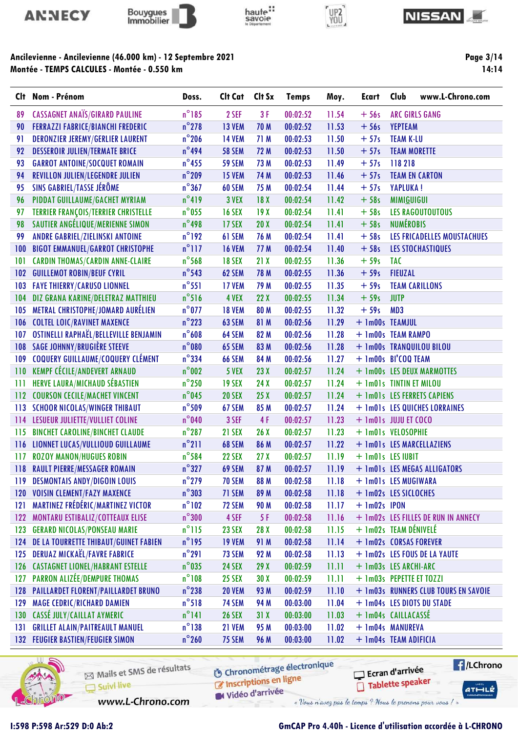**Ancilevienne - Ancilevienne (46.000 km) - 12 Septembre 2021**
**Montée - TEMPS CALCULES - Montée - 0.550 km**

| Clt | Nom - Prénom | Doss. | Clt Cat | Clt Sx | Temps | Moy. | Ecart | Club |
|---|---|---|---|---|---|---|---|---|
| 89 | CASSAGNET ANAÏS/GIRARD PAULINE | n°185 | 2 SEF | 3 F | 00:02:52 | 11.54 | + 56s | ARC GIRLS GANG |
| 90 | FERRAZZI FABRICE/BIANCHI FREDERIC | n°278 | 13 VEM | 70 M | 00:02:52 | 11.53 | + 56s | YEPTEAM |
| 91 | DERONZIER JEREMY/GERLIER LAURENT | n°206 | 14 VEM | 71 M | 00:02:53 | 11.50 | + 57s | TEAM K-LU |
| 92 | DESSEROIR JULIEN/TERMATE BRICE | n°494 | 58 SEM | 72 M | 00:02:53 | 11.50 | + 57s | TEAM MORETTE |
| 93 | GARROT ANTOINE/SOCQUET ROMAIN | n°455 | 59 SEM | 73 M | 00:02:53 | 11.49 | + 57s | 118 218 |
| 94 | REVILLON JULIEN/LEGENDRE JULIEN | n°209 | 15 VEM | 74 M | 00:02:53 | 11.46 | + 57s | TEAM EN CARTON |
| 95 | SINS GABRIEL/TASSE JÉRÔME | n°367 | 60 SEM | 75 M | 00:02:54 | 11.44 | + 57s | YAPLUKA ! |
| 96 | PIDDAT GUILLAUME/GACHET MYRIAM | n°419 | 3 VEX | 18 X | 00:02:54 | 11.42 | + 58s | MIMIGUIGUI |
| 97 | TERRIER FRANÇOIS/TERRIER CHRISTELLE | n°055 | 16 SEX | 19 X | 00:02:54 | 11.41 | + 58s | LES RAGOUTOUTOUS |
| 98 | SAUTIER ANGÉLIQUE/MERIENNE SIMON | n°498 | 17 SEX | 20 X | 00:02:54 | 11.41 | + 58s | NUMÉROBIS |
| 99 | ANDRE GABRIEL/ZIELINSKI ANTOINE | n°192 | 61 SEM | 76 M | 00:02:54 | 11.41 | + 58s | LES FRICADELLES MOUSTACHUES |
| 100 | BIGOT EMMANUEL/GARROT CHRISTOPHE | n°117 | 16 VEM | 77 M | 00:02:54 | 11.40 | + 58s | LES STOCHASTIQUES |
| 101 | CARDIN THOMAS/CARDIN ANNE-CLAIRE | n°568 | 18 SEX | 21 X | 00:02:55 | 11.36 | + 59s | TAC |
| 102 | GUILLEMOT ROBIN/BEUF CYRIL | n°543 | 62 SEM | 78 M | 00:02:55 | 11.36 | + 59s | FIEUZAL |
| 103 | FAYE THIERRY/CARUSO LIONNEL | n°551 | 17 VEM | 79 M | 00:02:55 | 11.35 | + 59s | TEAM CARILLONS |
| 104 | DIZ GRANA KARINE/DELETRAZ MATTHIEU | n°516 | 4 VEX | 22 X | 00:02:55 | 11.34 | + 59s | JUTP |
| 105 | METRAL CHRISTOPHE/JOMARD AURÉLIEN | n°077 | 18 VEM | 80 M | 00:02:55 | 11.32 | + 59s | MD3 |
| 106 | COLTEL LOIC/RAVINET MAXENCE | n°223 | 63 SEM | 81 M | 00:02:56 | 11.29 | + 1m00s | TEAMJUL |
| 107 | OSTINELLI RAPHAËL/BELLEVILLE BENJAMIN | n°608 | 64 SEM | 82 M | 00:02:56 | 11.28 | + 1m00s | TEAM RAMPO |
| 108 | SAGE JOHNNY/BRUGIÈRE STEEVE | n°080 | 65 SEM | 83 M | 00:02:56 | 11.28 | + 1m00s | TRANQUILOU BILOU |
| 109 | COQUERY GUILLAUME/COQUERY CLÉMENT | n°334 | 66 SEM | 84 M | 00:02:56 | 11.27 | + 1m00s | BI'COQ TEAM |
| 110 | KEMPF CÉCILE/ANDEVERT ARNAUD | n°002 | 5 VEX | 23 X | 00:02:57 | 11.24 | + 1m00s | LES DEUX MARMOTTES |
| 111 | HERVE LAURA/MICHAUD SÉBASTIEN | n°250 | 19 SEX | 24 X | 00:02:57 | 11.24 | + 1m01s | TINTIN ET MILOU |
| 112 | COURSON CECILE/MACHET VINCENT | n°045 | 20 SEX | 25 X | 00:02:57 | 11.24 | + 1m01s | LES FERRETS CAPIENS |
| 113 | SCHOOR NICOLAS/WINGER THIBAUT | n°509 | 67 SEM | 85 M | 00:02:57 | 11.24 | + 1m01s | LES QUICHES LORRAINES |
| 114 | LESUEUR JULIETTE/VULLIET COLINE | n°040 | 3 SEF | 4 F | 00:02:57 | 11.23 | + 1m01s | JUJU ET COCO |
| 115 | BINCHET CAROLINE/BINCHET CLAUDE | n°287 | 21 SEX | 26 X | 00:02:57 | 11.23 | + 1m01s | VELOSOPHIE |
| 116 | LIONNET LUCAS/VULLIOUD GUILLAUME | n°211 | 68 SEM | 86 M | 00:02:57 | 11.22 | + 1m01s | LES MARCELLAZIENS |
| 117 | ROZOY MANON/HUGUES ROBIN | n°584 | 22 SEX | 27 X | 00:02:57 | 11.19 | + 1m01s | LES IUBIT |
| 118 | RAULT PIERRE/MESSAGER ROMAIN | n°327 | 69 SEM | 87 M | 00:02:57 | 11.19 | + 1m01s | LES MEGAS ALLIGATORS |
| 119 | DESMONTAIS ANDY/DIGOIN LOUIS | n°279 | 70 SEM | 88 M | 00:02:58 | 11.18 | + 1m01s | LES MUGIWARA |
| 120 | VOISIN CLEMENT/FAZY MAXENCE | n°303 | 71 SEM | 89 M | 00:02:58 | 11.18 | + 1m02s | LES SICLOCHES |
| 121 | MARTINEZ FRÉDÉRIC/MARTINEZ VICTOR | n°102 | 72 SEM | 90 M | 00:02:58 | 11.17 | + 1m02s | IPON |
| 122 | MONTARU ESTIBALIZ/COTTEAUX ELISE | n°300 | 4 SEF | 5 F | 00:02:58 | 11.16 | + 1m02s | LES FILLES DE RUN IN ANNECY |
| 123 | GERARD NICOLAS/PONSEAU MARIE | n°115 | 23 SEX | 28 X | 00:02:58 | 11.15 | + 1m02s | TEAM DÉNIVELÉ |
| 124 | DE LA TOURRETTE THIBAUT/GUINET FABIEN | n°195 | 19 VEM | 91 M | 00:02:58 | 11.14 | + 1m02s | CORSAS FOREVER |
| 125 | DERUAZ MICKAËL/FAVRE FABRICE | n°291 | 73 SEM | 92 M | 00:02:58 | 11.13 | + 1m02s | LES FOUS DE LA YAUTE |
| 126 | CASTAGNET LIONEL/HABRANT ESTELLE | n°035 | 24 SEX | 29 X | 00:02:59 | 11.11 | + 1m03s | LES ARCHI-ARC |
| 127 | PARRON ALIZÉE/DEMPURE THOMAS | n°108 | 25 SEX | 30 X | 00:02:59 | 11.11 | + 1m03s | PEPETTE ET TOZZI |
| 128 | PAILLARDET FLORENT/PAILLARDET BRUNO | n°238 | 20 VEM | 93 M | 00:02:59 | 11.10 | + 1m03s | RUNNERS CLUB TOURS EN SAVOIE |
| 129 | MAGE CEDRIC/RICHARD DAMIEN | n°518 | 74 SEM | 94 M | 00:03:00 | 11.04 | + 1m04s | LES DIOTS DU STADE |
| 130 | CASSÉ JULY/CAILLAT AYMERIC | n°141 | 26 SEX | 31 X | 00:03:00 | 11.03 | + 1m04s | CAILLACASSÉ |
| 131 | GRILLET ALAIN/PAITREAULT MANUEL | n°138 | 21 VEM | 95 M | 00:03:00 | 11.02 | + 1m04s | MANUREVA |
| 132 | FEUGIER BASTIEN/FEUGIER SIMON | n°260 | 75 SEM | 96 M | 00:03:00 | 11.02 | + 1m04s | TEAM ADIFICIA |

I:598 P:598 Ar:529 D:0 Ab:2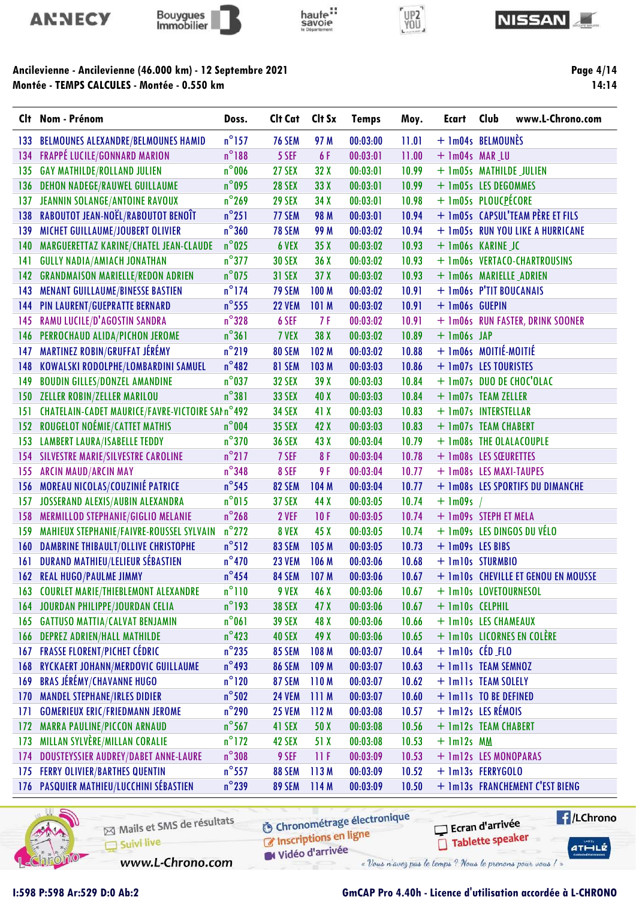# Ancilevienne - Ancilevienne (46.000 km) - 12 Septembre 2021

## Montée - TEMPS CALCULES - Montée - 0.550 km

| Clt | Nom - Prénom | Doss. | Clt Cat | Clt Sx | Temps | Moy. | Ecart | Club |
|---|---|---|---|---|---|---|---|---|
| 133 | BELMOUNES ALEXANDRE/BELMOUNES HAMID | n°157 | 76 SEM | 97 M | 00:03:00 | 11.01 | + 1m04s | BELMOUNÈS |
| 134 | FRAPPÉ LUCILE/GONNARD MARION | n°188 | 5 SEF | 6 F | 00:03:01 | 11.00 | + 1m04s | MAR_LU |
| 135 | GAY MATHILDE/ROLLAND JULIEN | n°006 | 27 SEX | 32 X | 00:03:01 | 10.99 | + 1m05s | MATHILDE_JULIEN |
| 136 | DEHON NADEGE/RAUWEL GUILLAUME | n°095 | 28 SEX | 33 X | 00:03:01 | 10.99 | + 1m05s | LES DEGOMMES |
| 137 | JEANNIN SOLANGE/ANTOINE RAVOUX | n°269 | 29 SEX | 34 X | 00:03:01 | 10.98 | + 1m05s | PLOUCPÉCORE |
| 138 | RABOUTOT JEAN-NOËL/RABOUTOT BENOÎT | n°251 | 77 SEM | 98 M | 00:03:01 | 10.94 | + 1m05s | CAPSUL'TEAM PÈRE ET FILS |
| 139 | MICHET GUILLAUME/JOUBERT OLIVIER | n°360 | 78 SEM | 99 M | 00:03:02 | 10.94 | + 1m05s | RUN YOU LIKE A HURRICANE |
| 140 | MARGUERETTAZ KARINE/CHATEL JEAN-CLAUDE | n°025 | 6 VEX | 35 X | 00:03:02 | 10.93 | + 1m06s | KARINE_JC |
| 141 | GULLY NADIA/AMIACH JONATHAN | n°377 | 30 SEX | 36 X | 00:03:02 | 10.93 | + 1m06s | VERTACO-CHARTROUSINS |
| 142 | GRANDMAISON MARIELLE/REDON ADRIEN | n°075 | 31 SEX | 37 X | 00:03:02 | 10.93 | + 1m06s | MARIELLE_ADRIEN |
| 143 | MENANT GUILLAUME/BINESSE BASTIEN | n°174 | 79 SEM | 100 M | 00:03:02 | 10.91 | + 1m06s | P'TIT BOUCANAIS |
| 144 | PIN LAURENT/GUEPRATTE BERNARD | n°555 | 22 VEM | 101 M | 00:03:02 | 10.91 | + 1m06s | GUEPIN |
| 145 | RAMU LUCILE/D'AGOSTIN SANDRA | n°328 | 6 SEF | 7 F | 00:03:02 | 10.91 | + 1m06s | RUN FASTER, DRINK SOONER |
| 146 | PERROCHAUD ALIDA/PICHON JEROME | n°361 | 7 VEX | 38 X | 00:03:02 | 10.89 | + 1m06s | JAP |
| 147 | MARTINEZ ROBIN/GRUFFAT JÉRÉMY | n°219 | 80 SEM | 102 M | 00:03:02 | 10.88 | + 1m06s | MOITIÉ-MOITIÉ |
| 148 | KOWALSKI RODOLPHE/LOMBARDINI SAMUEL | n°482 | 81 SEM | 103 M | 00:03:03 | 10.86 | + 1m07s | LES TOURISTES |
| 149 | BOUDIN GILLES/DONZEL AMANDINE | n°037 | 32 SEX | 39 X | 00:03:03 | 10.84 | + 1m07s | DUO DE CHOC'OLAC |
| 150 | ZELLER ROBIN/ZELLER MARILOU | n°381 | 33 SEX | 40 X | 00:03:03 | 10.84 | + 1m07s | TEAM ZELLER |
| 151 | CHATELAIN-CADET MAURICE/FAVRE-VICTOIRE SAI | n°492 | 34 SEX | 41 X | 00:03:03 | 10.83 | + 1m07s | INTERSTELLAR |
| 152 | ROUGELOT NOÉMIE/CATTET MATHIS | n°004 | 35 SEX | 42 X | 00:03:03 | 10.83 | + 1m07s | TEAM CHABERT |
| 153 | LAMBERT LAURA/ISABELLE TEDDY | n°370 | 36 SEX | 43 X | 00:03:04 | 10.79 | + 1m08s | THE OLALACOUPLE |
| 154 | SILVESTRE MARIE/SILVESTRE CAROLINE | n°217 | 7 SEF | 8 F | 00:03:04 | 10.78 | + 1m08s | LES SŒURETTES |
| 155 | ARCIN MAUD/ARCIN MAY | n°348 | 8 SEF | 9 F | 00:03:04 | 10.77 | + 1m08s | LES MAXI-TAUPES |
| 156 | MOREAU NICOLAS/COUZINIÉ PATRICE | n°545 | 82 SEM | 104 M | 00:03:04 | 10.77 | + 1m08s | LES SPORTIFS DU DIMANCHE |
| 157 | JOSSERAND ALEXIS/AUBIN ALEXANDRA | n°015 | 37 SEX | 44 X | 00:03:05 | 10.74 | + 1m09s | / |
| 158 | MERMILLOD STEPHANIE/GIGLIO MELANIE | n°268 | 2 VEF | 10 F | 00:03:05 | 10.74 | + 1m09s | STEPH ET MELA |
| 159 | MAHIEUX STEPHANIE/FAIVRE-ROUSSEL SYLVAIN | n°272 | 8 VEX | 45 X | 00:03:05 | 10.74 | + 1m09s | LES DINGOS DU VÉLO |
| 160 | DAMBRINE THIBAULT/OLLIVE CHRISTOPHE | n°512 | 83 SEM | 105 M | 00:03:05 | 10.73 | + 1m09s | LES BIBS |
| 161 | DURAND MATHIEU/LELIEUR SÉBASTIEN | n°470 | 23 VEM | 106 M | 00:03:06 | 10.68 | + 1m10s | STURMBIO |
| 162 | REAL HUGO/PAULME JIMMY | n°454 | 84 SEM | 107 M | 00:03:06 | 10.67 | + 1m10s | CHEVILLE ET GENOU EN MOUSSE |
| 163 | COURLET MARIE/THIEBLEMONT ALEXANDRE | n°110 | 9 VEX | 46 X | 00:03:06 | 10.67 | + 1m10s | LOVETOURNESOL |
| 164 | JOURDAN PHILIPPE/JOURDAN CELIA | n°193 | 38 SEX | 47 X | 00:03:06 | 10.67 | + 1m10s | CELPHIL |
| 165 | GATTUSO MATTIA/CALVAT BENJAMIN | n°061 | 39 SEX | 48 X | 00:03:06 | 10.66 | + 1m10s | LES CHAMEAUX |
| 166 | DEPREZ ADRIEN/HALL MATHILDE | n°423 | 40 SEX | 49 X | 00:03:06 | 10.65 | + 1m10s | LICORNES EN COLÈRE |
| 167 | FRASSE FLORENT/PICHET CÉDRIC | n°235 | 85 SEM | 108 M | 00:03:07 | 10.64 | + 1m10s | CÉD_FLO |
| 168 | RYCKAERT JOHANN/MERDOVIC GUILLAUME | n°493 | 86 SEM | 109 M | 00:03:07 | 10.63 | + 1m11s | TEAM SEMNOZ |
| 169 | BRAS JÉRÉMY/CHAVANNE HUGO | n°120 | 87 SEM | 110 M | 00:03:07 | 10.62 | + 1m11s | TEAM SOLEIY |
| 170 | MANDEL STEPHANE/IRLES DIDIER | n°502 | 24 VEM | 111 M | 00:03:07 | 10.60 | + 1m11s | TO BE DEFINED |
| 171 | GOMERIEUX ERIC/FRIEDMANN JEROME | n°290 | 25 VEM | 112 M | 00:03:08 | 10.57 | + 1m12s | LES RÉMOIS |
| 172 | MARRA PAULINE/PICCON ARNAUD | n°567 | 41 SEX | 50 X | 00:03:08 | 10.56 | + 1m12s | TEAM CHABERT |
| 173 | MILLAN SYLVÈRE/MILLAN CORALIE | n°172 | 42 SEX | 51 X | 00:03:08 | 10.53 | + 1m12s | MM |
| 174 | DOUSTEYSSIER AUDREY/DABET ANNE-LAURE | n°308 | 9 SEF | 11 F | 00:03:09 | 10.53 | + 1m12s | LES MONOPARAS |
| 175 | FERRY OLIVIER/BARTHES QUENTIN | n°557 | 88 SEM | 113 M | 00:03:09 | 10.52 | + 1m13s | FERRYGOLO |
| 176 | PASQUIER MATHIEU/LUCCHINI SÉBASTIEN | n°239 | 89 SEM | 114 M | 00:03:09 | 10.50 | + 1m13s | FRANCHEMENT C'EST BIENG |

I:598 P:598 Ar:529 D:0 Ab:2

GmCAP Pro 4.40h - Licence d'utilisation accordée à L-CHRONO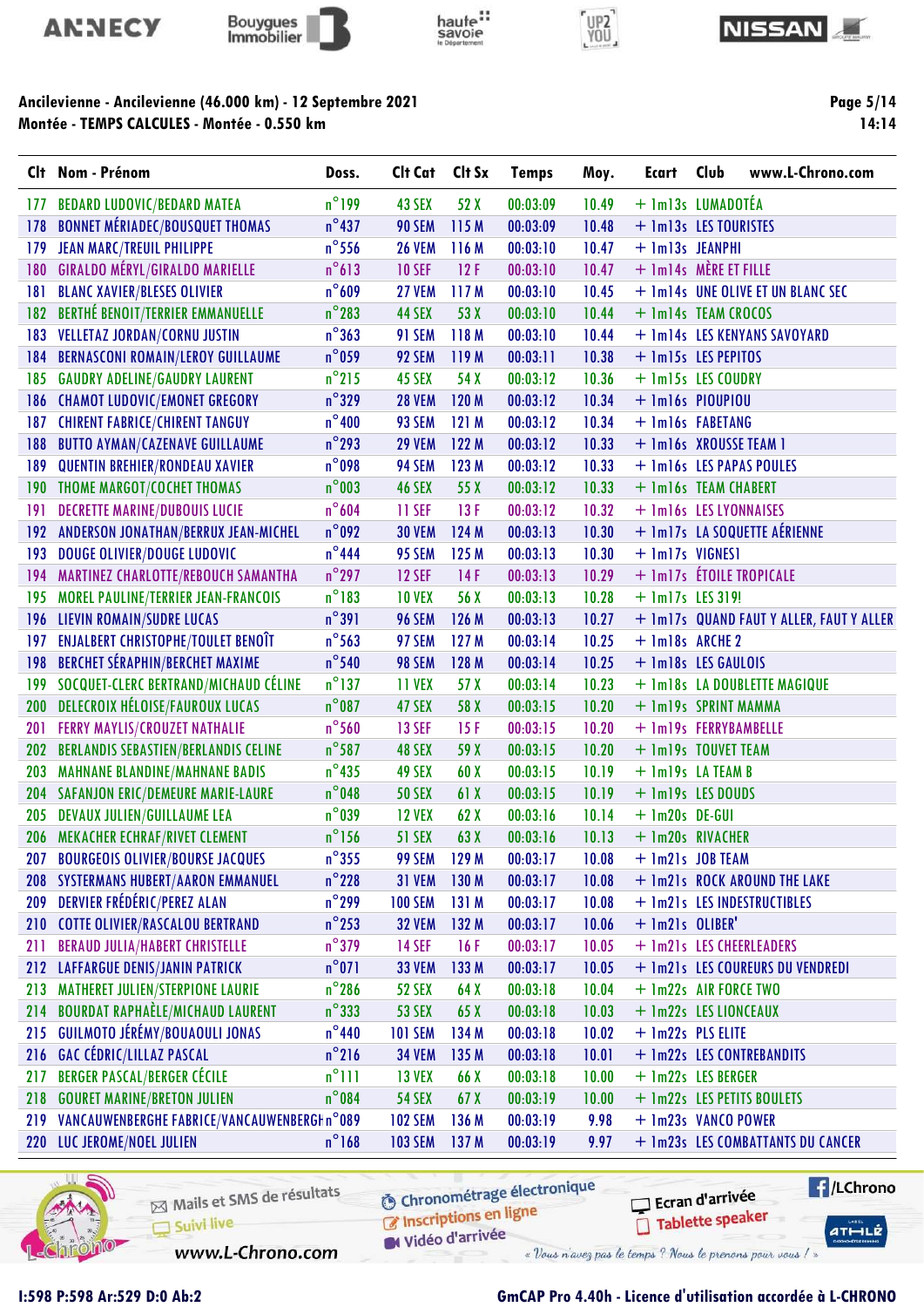## Ancilevienne - Ancilevienne (46.000 km) - 12 Septembre 2021

**Montée - TEMPS CALCULES - Montée - 0.550 km**

| Clt | Nom - Prénom | Doss. | Clt Cat | Clt Sx | Temps | Moy. | Ecart | Club |
|---|---|---|---|---|---|---|---|---|
| 177 | BEDARD LUDOVIC/BEDARD MATEA | n°199 | 43 SEX | 52 X | 00:03:09 | 10.49 | + 1m13s | LUMADOTÉA |
| 178 | BONNET MÉRIADEC/BOUSQUET THOMAS | n°437 | 90 SEM | 115 M | 00:03:09 | 10.48 | + 1m13s | LES TOURISTES |
| 179 | JEAN MARC/TREUIL PHILIPPE | n°556 | 26 VEM | 116 M | 00:03:10 | 10.47 | + 1m13s | JEANPHI |
| 180 | GIRALDO MÉRYL/GIRALDO MARIELLE | n°613 | 10 SEF | 12 F | 00:03:10 | 10.47 | + 1m14s | MÈRE ET FILLE |
| 181 | BLANC XAVIER/BLESES OLIVIER | n°609 | 27 VEM | 117 M | 00:03:10 | 10.45 | + 1m14s | UNE OLIVE ET UN BLANC SEC |
| 182 | BERTHÉ BENOIT/TERRIER EMMANUELLE | n°283 | 44 SEX | 53 X | 00:03:10 | 10.44 | + 1m14s | TEAM CROCOS |
| 183 | VELLETAZ JORDAN/CORNU JUSTIN | n°363 | 91 SEM | 118 M | 00:03:10 | 10.44 | + 1m14s | LES KENYANS SAVOYARD |
| 184 | BERNASCONI ROMAIN/LEROY GUILLAUME | n°059 | 92 SEM | 119 M | 00:03:11 | 10.38 | + 1m15s | LES PEPITOS |
| 185 | GAUDRY ADELINE/GAUDRY LAURENT | n°215 | 45 SEX | 54 X | 00:03:12 | 10.36 | + 1m15s | LES COUDRY |
| 186 | CHAMOT LUDOVIC/EMONET GREGORY | n°329 | 28 VEM | 120 M | 00:03:12 | 10.34 | + 1m16s | PIOUPIOU |
| 187 | CHIRENT FABRICE/CHIRENT TANGUY | n°400 | 93 SEM | 121 M | 00:03:12 | 10.34 | + 1m16s | FABETANG |
| 188 | BUTTO AYMAN/CAZENAVE GUILLAUME | n°293 | 29 VEM | 122 M | 00:03:12 | 10.33 | + 1m16s | XROUSSE TEAM 1 |
| 189 | QUENTIN BREHIER/RONDEAU XAVIER | n°098 | 94 SEM | 123 M | 00:03:12 | 10.33 | + 1m16s | LES PAPAS POULES |
| 190 | THOME MARGOT/COCHET THOMAS | n°003 | 46 SEX | 55 X | 00:03:12 | 10.33 | + 1m16s | TEAM CHABERT |
| 191 | DECRETTE MARINE/DUBOUIS LUCIE | n°604 | 11 SEF | 13 F | 00:03:12 | 10.32 | + 1m16s | LES LYONNAISES |
| 192 | ANDERSON JONATHAN/BERRUX JEAN-MICHEL | n°092 | 30 VEM | 124 M | 00:03:13 | 10.30 | + 1m17s | LA SOQUETTE AÉRIENNE |
| 193 | DOUGE OLIVIER/DOUGE LUDOVIC | n°444 | 95 SEM | 125 M | 00:03:13 | 10.30 | + 1m17s | VIGNES1 |
| 194 | MARTINEZ CHARLOTTE/REBOUCH SAMANTHA | n°297 | 12 SEF | 14 F | 00:03:13 | 10.29 | + 1m17s | ÉTOILE TROPICALE |
| 195 | MOREL PAULINE/TERRIER JEAN-FRANCOIS | n°183 | 10 VEX | 56 X | 00:03:13 | 10.28 | + 1m17s | LES 319! |
| 196 | LIEVIN ROMAIN/SUDRE LUCAS | n°391 | 96 SEM | 126 M | 00:03:13 | 10.27 | + 1m17s | QUAND FAUT Y ALLER, FAUT Y ALLER |
| 197 | ENJALBERT CHRISTOPHE/TOULET BENOÎT | n°563 | 97 SEM | 127 M | 00:03:14 | 10.25 | + 1m18s | ARCHE 2 |
| 198 | BERCHET SÉRAPHIN/BERCHET MAXIME | n°540 | 98 SEM | 128 M | 00:03:14 | 10.25 | + 1m18s | LES GAULOIS |
| 199 | SOCQUET-CLERC BERTRAND/MICHAUD CÉLINE | n°137 | 11 VEX | 57 X | 00:03:14 | 10.23 | + 1m18s | LA DOUBLETTE MAGIQUE |
| 200 | DELECROIX HÉLOISE/FAUROUX LUCAS | n°087 | 47 SEX | 58 X | 00:03:15 | 10.20 | + 1m19s | SPRINT MAMMA |
| 201 | FERRY MAYLIS/CROUZET NATHALIE | n°560 | 13 SEF | 15 F | 00:03:15 | 10.20 | + 1m19s | FERRYBAMBELLE |
| 202 | BERLANDIS SEBASTIEN/BERLANDIS CELINE | n°587 | 48 SEX | 59 X | 00:03:15 | 10.20 | + 1m19s | TOUVET TEAM |
| 203 | MAHNANE BLANDINE/MAHNANE BADIS | n°435 | 49 SEX | 60 X | 00:03:15 | 10.19 | + 1m19s | LA TEAM B |
| 204 | SAFANJON ERIC/DEMEURE MARIE-LAURE | n°048 | 50 SEX | 61 X | 00:03:15 | 10.19 | + 1m19s | LES DOUDS |
| 205 | DEVAUX JULIEN/GUILLAUME LEA | n°039 | 12 VEX | 62 X | 00:03:16 | 10.14 | + 1m20s | DE-GUI |
| 206 | MEKACEUR ECHRAF/RIVET CLEMENT | n°156 | 51 SEX | 63 X | 00:03:16 | 10.13 | + 1m20s | RIVACHER |
| 207 | BOURGEOIS OLIVIER/BOURSE JACQUES | n°355 | 99 SEM | 129 M | 00:03:17 | 10.08 | + 1m21s | JOB TEAM |
| 208 | SYSTERMANS HUBERT/AARON EMMANUEL | n°228 | 31 VEM | 130 M | 00:03:17 | 10.08 | + 1m21s | ROCK AROUND THE LAKE |
| 209 | DERVIER FRÉDÉRIC/PEREZ ALAN | n°299 | 100 SEM | 131 M | 00:03:17 | 10.08 | + 1m21s | LES INDESTRUCTIBLES |
| 210 | COTTE OLIVIER/RASCALOU BERTRAND | n°253 | 32 VEM | 132 M | 00:03:17 | 10.06 | + 1m21s | OLIBER' |
| 211 | BERAUD JULIA/HABERT CHRISTELLE | n°379 | 14 SEF | 16 F | 00:03:17 | 10.05 | + 1m21s | LES CHEERLEADERS |
| 212 | LAFFARGUE DENIS/JANIN PATRICK | n°071 | 33 VEM | 133 M | 00:03:17 | 10.05 | + 1m21s | LES COUREURS DU VENDREDI |
| 213 | MATHERET JULIEN/STERPIONE LAURIE | n°286 | 52 SEX | 64 X | 00:03:18 | 10.04 | + 1m22s | AIR FORCE TWO |
| 214 | BOURDAT RAPHAÈLE/MICHAUD LAURENT | n°333 | 53 SEX | 65 X | 00:03:18 | 10.03 | + 1m22s | LES LIONCEAUX |
| 215 | GUILMOTO JÉRÉMY/BOUAOULI JONAS | n°440 | 101 SEM | 134 M | 00:03:18 | 10.02 | + 1m22s | PLS ELITE |
| 216 | GAC CÉDRIC/LILLAZ PASCAL | n°216 | 34 VEM | 135 M | 00:03:18 | 10.01 | + 1m22s | LES CONTREBANDITS |
| 217 | BERGER PASCAL/BERGER CÉCILE | n°111 | 13 VEX | 66 X | 00:03:18 | 10.00 | + 1m22s | LES BERGER |
| 218 | GOURET MARINE/BRETON JULIEN | n°084 | 54 SEX | 67 X | 00:03:19 | 10.00 | + 1m22s | LES PETITS BOULETS |
| 219 | VANCAUWENBERGHE FABRICE/VANCAUWENBERGH | n°089 | 102 SEM | 136 M | 00:03:19 | 9.98 | + 1m23s | VANCO POWER |
| 220 | LUC JEROME/NOEL JULIEN | n°168 | 103 SEM | 137 M | 00:03:19 | 9.97 | + 1m23s | LES COMBATTANTS DU CANCER |

I:598 P:598 Ar:529 D:0 Ab:2

GmCAP Pro 4.40h - Licence d'utilisation accordée à L-CHRONO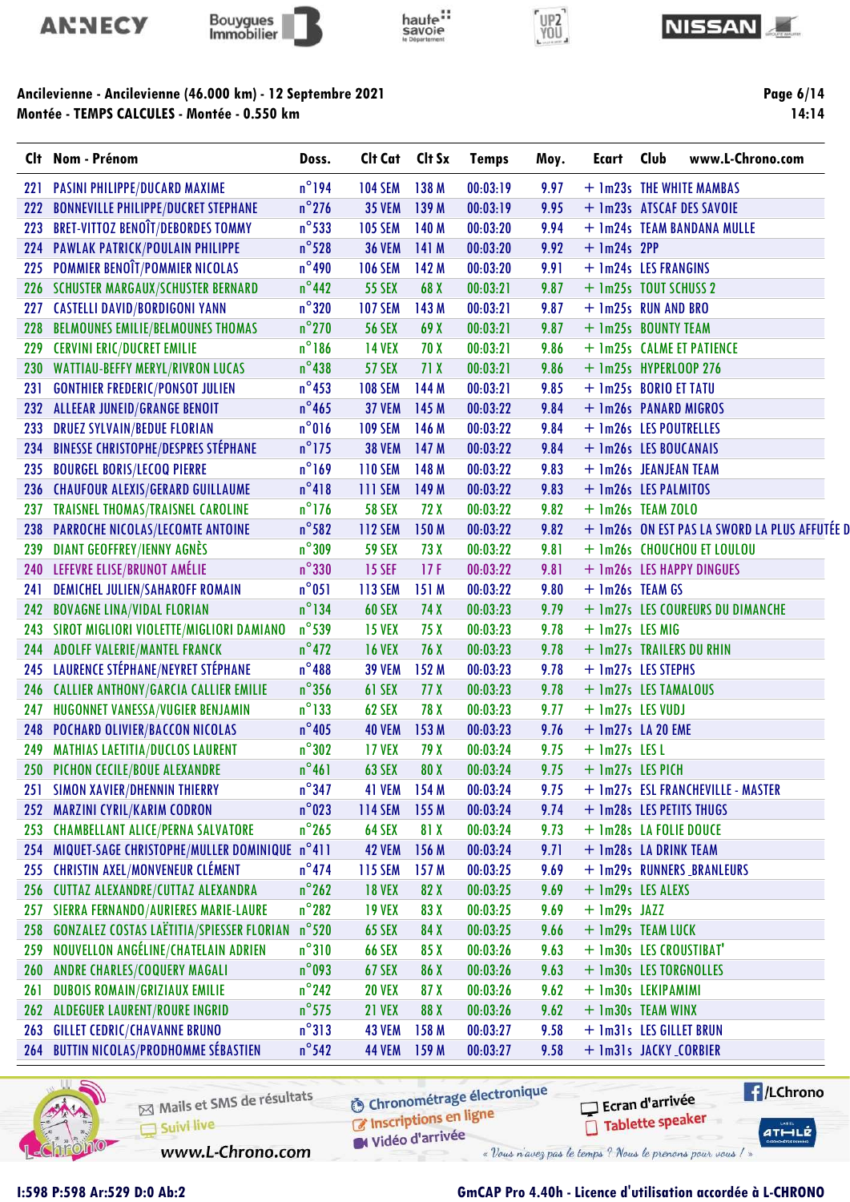Ancilevienne - Ancilevienne (46.000 km) - 12 Septembre 2021
Montée - TEMPS CALCULES - Montée - 0.550 km

| Clt | Nom - Prénom | Doss. | Clt Cat | Clt Sx | Temps | Moy. | Ecart | Club |
|---|---|---|---|---|---|---|---|---|
| 221 | PASINI PHILIPPE/DUCARD MAXIME | n°194 | 104 SEM | 138 M | 00:03:19 | 9.97 | + 1m23s | THE WHITE MAMBAS |
| 222 | BONNEVILLE PHILIPPE/DUCRET STEPHANE | n°276 | 35 VEM | 139 M | 00:03:19 | 9.95 | + 1m23s | ATSCAF DES SAVOIE |
| 223 | BRET-VITTOZ BENOÎT/DEBORDES TOMMY | n°533 | 105 SEM | 140 M | 00:03:20 | 9.94 | + 1m24s | TEAM BANDANA MULLE |
| 224 | PAWLAK PATRICK/POULAIN PHILIPPE | n°528 | 36 VEM | 141 M | 00:03:20 | 9.92 | + 1m24s | 2PP |
| 225 | POMMIER BENOÎT/POMMIER NICOLAS | n°490 | 106 SEM | 142 M | 00:03:20 | 9.91 | + 1m24s | LES FRANGINS |
| 226 | SCHUSTER MARGAUX/SCHUSTER BERNARD | n°442 | 55 SEX | 68 X | 00:03:21 | 9.87 | + 1m25s | TOUT SCHUSS 2 |
| 227 | CASTELLI DAVID/BORDIGONI YANN | n°320 | 107 SEM | 143 M | 00:03:21 | 9.87 | + 1m25s | RUN AND BRO |
| 228 | BELMOUNES EMILIE/BELMOUNES THOMAS | n°270 | 56 SEX | 69 X | 00:03:21 | 9.87 | + 1m25s | BOUNTY TEAM |
| 229 | CERVINI ERIC/DUCRET EMILIE | n°186 | 14 VEX | 70 X | 00:03:21 | 9.86 | + 1m25s | CALME ET PATIENCE |
| 230 | WATTIAU-BEFFY MERYL/RIVRON LUCAS | n°438 | 57 SEX | 71 X | 00:03:21 | 9.86 | + 1m25s | HYPERLOOP 276 |
| 231 | GONTHIER FREDERIC/PONSOT JULIEN | n°453 | 108 SEM | 144 M | 00:03:21 | 9.85 | + 1m25s | BORIO ET TATU |
| 232 | ALLEEAR JUNEID/GRANGE BENOIT | n°465 | 37 VEM | 145 M | 00:03:22 | 9.84 | + 1m26s | PANARD MIGROS |
| 233 | DRUEZ SYLVAIN/BEDUE FLORIAN | n°016 | 109 SEM | 146 M | 00:03:22 | 9.84 | + 1m26s | LES POUTRELLES |
| 234 | BINESSE CHRISTOPHE/DESPRES STÉPHANE | n°175 | 38 VEM | 147 M | 00:03:22 | 9.84 | + 1m26s | LES BOUCANAIS |
| 235 | BOURGEL BORIS/LECOQ PIERRE | n°169 | 110 SEM | 148 M | 00:03:22 | 9.83 | + 1m26s | JEANJEAN TEAM |
| 236 | CHAUFOUR ALEXIS/GERARD GUILLAUME | n°418 | 111 SEM | 149 M | 00:03:22 | 9.83 | + 1m26s | LES PALMITOS |
| 237 | TRAISNEL THOMAS/TRAISNEL CAROLINE | n°176 | 58 SEX | 72 X | 00:03:22 | 9.82 | + 1m26s | TEAM ZOLO |
| 238 | PARROCHE NICOLAS/LECOMTE ANTOINE | n°582 | 112 SEM | 150 M | 00:03:22 | 9.82 | + 1m26s | ON EST PAS LA SWORD LA PLUS AFFUTÉE D |
| 239 | DIANT GEOFFREY/IENNY AGNÈS | n°309 | 59 SEX | 73 X | 00:03:22 | 9.81 | + 1m26s | CHOUCHOU ET LOULOU |
| 240 | LEFEVRE ELISE/BRUNOT AMÉLIE | n°330 | 15 SEF | 17 F | 00:03:22 | 9.81 | + 1m26s | LES HAPPY DINGUES |
| 241 | DEMICHEL JULIEN/SAHAROFF ROMAIN | n°051 | 113 SEM | 151 M | 00:03:22 | 9.80 | + 1m26s | TEAM GS |
| 242 | BOVAGNE LINA/VIDAL FLORIAN | n°134 | 60 SEX | 74 X | 00:03:23 | 9.79 | + 1m27s | LES COUREURS DU DIMANCHE |
| 243 | SIROT MIGLIORI VIOLETTE/MIGLIORI DAMIANO | n°539 | 15 VEX | 75 X | 00:03:23 | 9.78 | + 1m27s | LES MIG |
| 244 | ADOLFF VALERIE/MANTEL FRANCK | n°472 | 16 VEX | 76 X | 00:03:23 | 9.78 | + 1m27s | TRAILERS DU RHIN |
| 245 | LAURENCE STÉPHANE/NEYRET STÉPHANE | n°488 | 39 VEM | 152 M | 00:03:23 | 9.78 | + 1m27s | LES STEPHS |
| 246 | CALLIER ANTHONY/GARCIA CALLIER EMILIE | n°356 | 61 SEX | 77 X | 00:03:23 | 9.78 | + 1m27s | LES TAMALOUS |
| 247 | HUGONNET VANESSA/VUGIER BENJAMIN | n°133 | 62 SEX | 78 X | 00:03:23 | 9.77 | + 1m27s | LES VUDJ |
| 248 | POCHARD OLIVIER/BACCON NICOLAS | n°405 | 40 VEM | 153 M | 00:03:23 | 9.76 | + 1m27s | LA 20 EME |
| 249 | MATHIAS LAETITIA/DUCLOS LAURENT | n°302 | 17 VEX | 79 X | 00:03:24 | 9.75 | + 1m27s | LES L |
| 250 | PICHON CECILE/BOUE ALEXANDRE | n°461 | 63 SEX | 80 X | 00:03:24 | 9.75 | + 1m27s | LES PICH |
| 251 | SIMON XAVIER/DHENNIN THIERRY | n°347 | 41 VEM | 154 M | 00:03:24 | 9.75 | + 1m27s | ESL FRANCHEVILLE - MASTER |
| 252 | MARZINI CYRIL/KARIM CODRON | n°023 | 114 SEM | 155 M | 00:03:24 | 9.74 | + 1m28s | LES PETITS THUGS |
| 253 | CHAMBELLANT ALICE/PERNA SALVATORE | n°265 | 64 SEX | 81 X | 00:03:24 | 9.73 | + 1m28s | LA FOLIE DOUCE |
| 254 | MIQUET-SAGE CHRISTOPHE/MULLER DOMINIQUE | n°411 | 42 VEM | 156 M | 00:03:24 | 9.71 | + 1m28s | LA DRINK TEAM |
| 255 | CHRISTIN AXEL/MONVENEUR CLÉMENT | n°474 | 115 SEM | 157 M | 00:03:25 | 9.69 | + 1m29s | RUNNERS_BRANLEURS |
| 256 | CUTTAZ ALEXANDRE/CUTTAZ ALEXANDRA | n°262 | 18 VEX | 82 X | 00:03:25 | 9.69 | + 1m29s | LES ALEXS |
| 257 | SIERRA FERNANDO/AURIERES MARIE-LAURE | n°282 | 19 VEX | 83 X | 00:03:25 | 9.69 | + 1m29s | JAZZ |
| 258 | GONZALEZ COSTAS LAËTITIA/SPIESSER FLORIAN | n°520 | 65 SEX | 84 X | 00:03:25 | 9.66 | + 1m29s | TEAM LUCK |
| 259 | NOUVELLON ANGÉLINE/CHATELAIN ADRIEN | n°310 | 66 SEX | 85 X | 00:03:26 | 9.63 | + 1m30s | LES CROUSTIBAT' |
| 260 | ANDRE CHARLES/COQUERY MAGALI | n°093 | 67 SEX | 86 X | 00:03:26 | 9.63 | + 1m30s | LES TORGNOLLES |
| 261 | DUBOIS ROMAIN/GRIZIAUX EMILIE | n°242 | 20 VEX | 87 X | 00:03:26 | 9.62 | + 1m30s | LEKIPAMIMI |
| 262 | ALDEGUER LAURENT/ROURE INGRID | n°575 | 21 VEX | 88 X | 00:03:26 | 9.62 | + 1m30s | TEAM WINX |
| 263 | GILLET CEDRIC/CHAVANNE BRUNO | n°313 | 43 VEM | 158 M | 00:03:27 | 9.58 | + 1m31s | LES GILLET BRUN |
| 264 | BUTTIN NICOLAS/PRODHOMME SÉBASTIEN | n°542 | 44 VEM | 159 M | 00:03:27 | 9.58 | + 1m31s | JACKY_CORBIER |

I:598 P:598 Ar:529 D:0 Ab:2

GmCAP Pro 4.40h - Licence d'utilisation accordée à L-CHRONO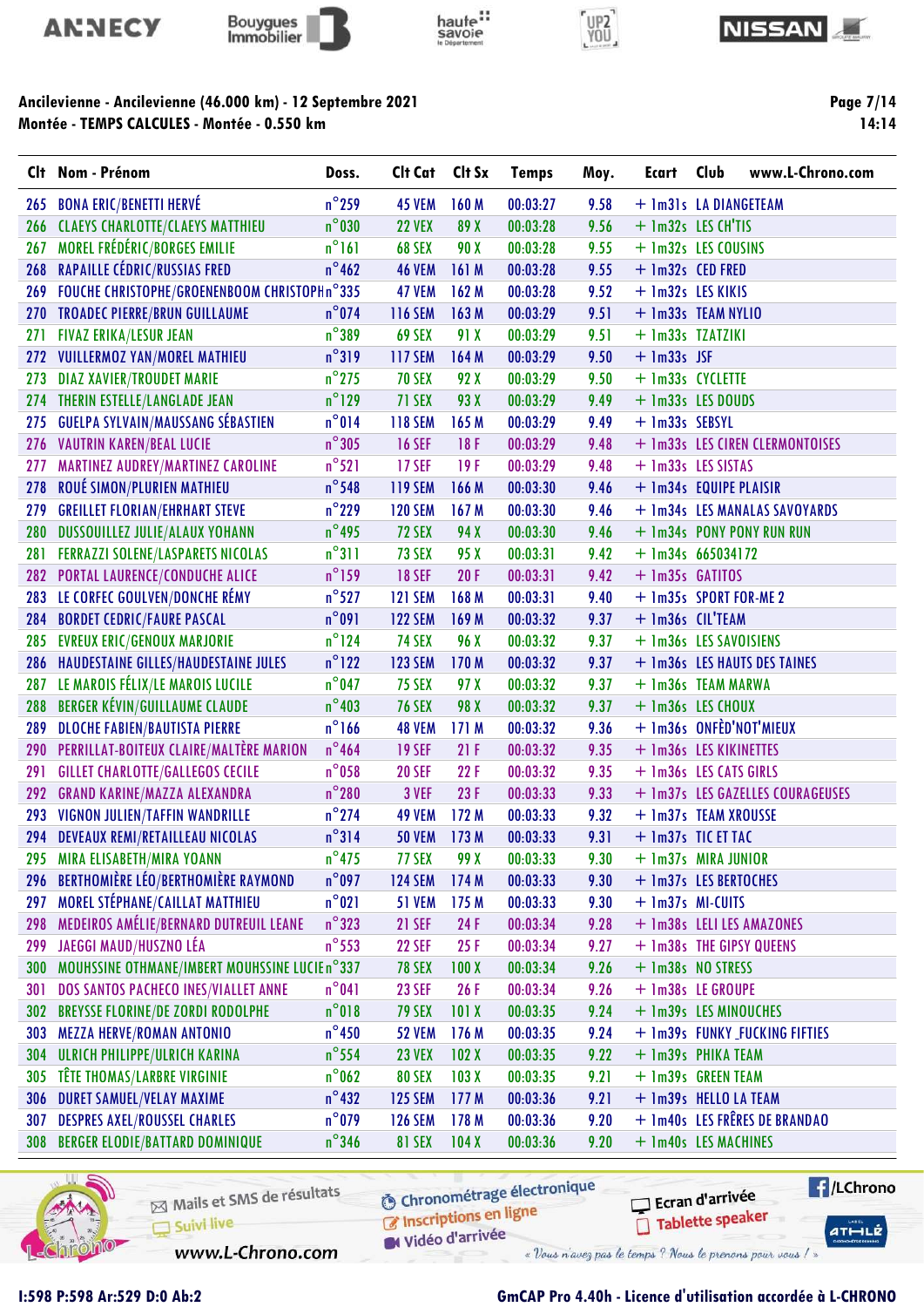# Ancilevienne - Ancilevienne (46.000 km) - 12 Septembre 2021

## Montée - TEMPS CALCULES - Montée - 0.550 km

| Clt | Nom - Prénom | Doss. | Clt Cat | Clt Sx | Temps | Moy. | Ecart | Club |
|---|---|---|---|---|---|---|---|---|
| 265 | BONA ERIC/BENETTI HERVÉ | n°259 | 45 VEM | 160 M | 00:03:27 | 9.58 | + 1m31s | LA DIANGETEAM |
| 266 | CLAEYS CHARLOTTE/CLAEYS MATTHIEU | n°030 | 22 VEX | 89 X | 00:03:28 | 9.56 | + 1m32s | LES CH'TIS |
| 267 | MOREL FRÉDÉRIC/BORGES EMILIE | n°161 | 68 SEX | 90 X | 00:03:28 | 9.55 | + 1m32s | LES COUSINS |
| 268 | RAPAILLE CÉDRIC/RUSSIAS FRED | n°462 | 46 VEM | 161 M | 00:03:28 | 9.55 | + 1m32s | CED FRED |
| 269 | FOUCHE CHRISTOPHE/GROENENBOOM CHRISTOPH | n°335 | 47 VEM | 162 M | 00:03:28 | 9.52 | + 1m32s | LES KIKIS |
| 270 | TROADEC PIERRE/BRUN GUILLAUME | n°074 | 116 SEM | 163 M | 00:03:29 | 9.51 | + 1m33s | TEAM NYLIO |
| 271 | FIVAZ ERIKA/LESUR JEAN | n°389 | 69 SEX | 91 X | 00:03:29 | 9.51 | + 1m33s | TZATZIKI |
| 272 | VUILLERMOZ YAN/MOREL MATHIEU | n°319 | 117 SEM | 164 M | 00:03:29 | 9.50 | + 1m33s | JSF |
| 273 | DIAZ XAVIER/TROUDET MARIE | n°275 | 70 SEX | 92 X | 00:03:29 | 9.50 | + 1m33s | CYCLETTE |
| 274 | THERIN ESTELLE/LANGLADE JEAN | n°129 | 71 SEX | 93 X | 00:03:29 | 9.49 | + 1m33s | LES DOUDS |
| 275 | GUELPA SYLVAIN/MAUSSANG SÉBASTIEN | n°014 | 118 SEM | 165 M | 00:03:29 | 9.49 | + 1m33s | SEBSYL |
| 276 | VAUTRIN KAREN/BEAL LUCIE | n°305 | 16 SEF | 18 F | 00:03:29 | 9.48 | + 1m33s | LES CIREN CLERMONTOISES |
| 277 | MARTINEZ AUDREY/MARTINEZ CAROLINE | n°521 | 17 SEF | 19 F | 00:03:29 | 9.48 | + 1m33s | LES SISTAS |
| 278 | ROUÉ SIMON/PLURIEN MATHIEU | n°548 | 119 SEM | 166 M | 00:03:30 | 9.46 | + 1m34s | EQUIPE PLAISIR |
| 279 | GREILLET FLORIAN/EHRHART STEVE | n°229 | 120 SEM | 167 M | 00:03:30 | 9.46 | + 1m34s | LES MANALAS SAVOYARDS |
| 280 | DUSSOUILLEZ JULIE/ALAUX YOHANN | n°495 | 72 SEX | 94 X | 00:03:30 | 9.46 | + 1m34s | PONY PONY RUN RUN |
| 281 | FERRAZZI SOLENE/LASPARETS NICOLAS | n°311 | 73 SEX | 95 X | 00:03:31 | 9.42 | + 1m34s | 665034172 |
| 282 | PORTAL LAURENCE/CONDUCHE ALICE | n°159 | 18 SEF | 20 F | 00:03:31 | 9.42 | + 1m35s | GATITOS |
| 283 | LE CORFEC GOULVEN/DONCHE RÉMY | n°527 | 121 SEM | 168 M | 00:03:31 | 9.40 | + 1m35s | SPORT FOR-ME 2 |
| 284 | BORDET CEDRIC/FAURE PASCAL | n°091 | 122 SEM | 169 M | 00:03:32 | 9.37 | + 1m36s | CIL'TEAM |
| 285 | EVREUX ERIC/GENOUX MARJORIE | n°124 | 74 SEX | 96 X | 00:03:32 | 9.37 | + 1m36s | LES SAVOISIENS |
| 286 | HAUDESTAINE GILLES/HAUDESTAINE JULES | n°122 | 123 SEM | 170 M | 00:03:32 | 9.37 | + 1m36s | LES HAUTS DES TAINES |
| 287 | LE MAROIS FÉLIX/LE MAROIS LUCILE | n°047 | 75 SEX | 97 X | 00:03:32 | 9.37 | + 1m36s | TEAM MARWA |
| 288 | BERGER KÉVIN/GUILLAUME CLAUDE | n°403 | 76 SEX | 98 X | 00:03:32 | 9.37 | + 1m36s | LES CHOUX |
| 289 | DLOCHE FABIEN/BAUTISTA PIERRE | n°166 | 48 VEM | 171 M | 00:03:32 | 9.36 | + 1m36s | ONFÈD'NOT'MIEUX |
| 290 | PERRILLAT-BOITEUX CLAIRE/MALTÈRE MARION | n°464 | 19 SEF | 21 F | 00:03:32 | 9.35 | + 1m36s | LES KIKINETTES |
| 291 | GILLET CHARLOTTE/GALLEGOS CECILE | n°058 | 20 SEF | 22 F | 00:03:32 | 9.35 | + 1m36s | LES CATS GIRLS |
| 292 | GRAND KARINE/MAZZA ALEXANDRA | n°280 | 3 VEF | 23 F | 00:03:33 | 9.33 | + 1m37s | LES GAZELLES COURAGEUSES |
| 293 | VIGNON JULIEN/TAFFIN WANDRILLE | n°274 | 49 VEM | 172 M | 00:03:33 | 9.32 | + 1m37s | TEAM XROUSSE |
| 294 | DEVEAUX REMI/RETAILLEAU NICOLAS | n°314 | 50 VEM | 173 M | 00:03:33 | 9.31 | + 1m37s | TIC ET TAC |
| 295 | MIRA ELISABETH/MIRA YOANN | n°475 | 77 SEX | 99 X | 00:03:33 | 9.30 | + 1m37s | MIRA JUNIOR |
| 296 | BERTHOMIÈRE LÉO/BERTHOMIÈRE RAYMOND | n°097 | 124 SEM | 174 M | 00:03:33 | 9.30 | + 1m37s | LES BERTOCHES |
| 297 | MOREL STÉPHANE/CAILLAT MATTHIEU | n°021 | 51 VEM | 175 M | 00:03:33 | 9.30 | + 1m37s | MI-CUITS |
| 298 | MEDEIROS AMÉLIE/BERNARD DUTREUIL LEANE | n°323 | 21 SEF | 24 F | 00:03:34 | 9.28 | + 1m38s | LELI LES AMAZONES |
| 299 | JAEGGI MAUD/HUSZNO LÉA | n°553 | 22 SEF | 25 F | 00:03:34 | 9.27 | + 1m38s | THE GIPSY QUEENS |
| 300 | MOUHSSINE OTHMANE/IMBERT MOUHSSINE LUCIE | n°337 | 78 SEX | 100 X | 00:03:34 | 9.26 | + 1m38s | NO STRESS |
| 301 | DOS SANTOS PACHECO INES/VIALLET ANNE | n°041 | 23 SEF | 26 F | 00:03:34 | 9.26 | + 1m38s | LE GROUPE |
| 302 | BREYSSE FLORINE/DE ZORDI RODOLPHE | n°018 | 79 SEX | 101 X | 00:03:35 | 9.24 | + 1m39s | LES MINOUCHES |
| 303 | MEZZA HERVE/ROMAN ANTONIO | n°450 | 52 VEM | 176 M | 00:03:35 | 9.24 | + 1m39s | FUNKY_FUCKING FIFTIES |
| 304 | ULRICH PHILIPPE/ULRICH KARINA | n°554 | 80 SEX | 102 X | 00:03:35 | 9.22 | + 1m39s | PHIKA TEAM |
| 305 | TÊTE THOMAS/LARBRE VIRGINIE | n°062 | 80 SEX | 103 X | 00:03:35 | 9.21 | + 1m39s | GREEN TEAM |
| 306 | DURET SAMUEL/VELAY MAXIME | n°432 | 125 SEM | 177 M | 00:03:36 | 9.21 | + 1m39s | HELLO LA TEAM |
| 307 | DESPRES AXEL/ROUSSEL CHARLES | n°079 | 126 SEM | 178 M | 00:03:36 | 9.20 | + 1m40s | LES FRÈRES DE BRANDAO |
| 308 | BERGER ELODIE/BATTARD DOMINIQUE | n°346 | 81 SEX | 104 X | 00:03:36 | 9.20 | + 1m40s | LES MACHINES |

I:598 P:598 Ar:529 D:0 Ab:2

GmCAP Pro 4.40h - Licence d'utilisation accordée à L-CHRONO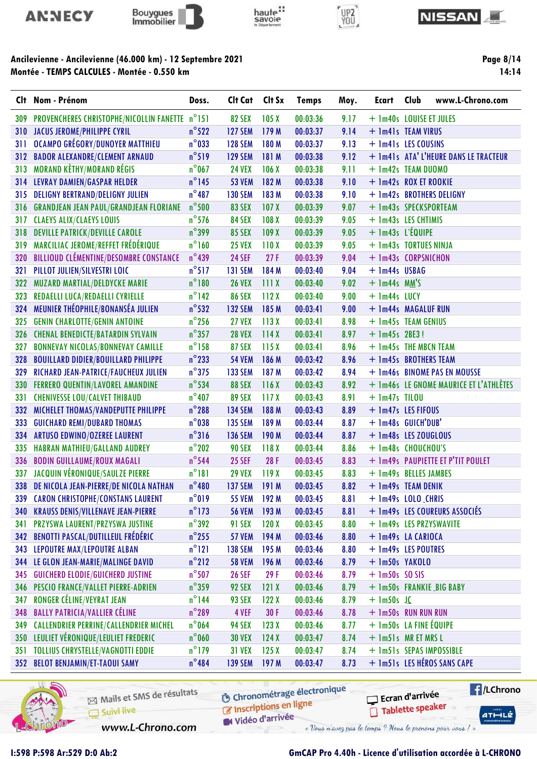**Ancilevienne - Ancilevienne (46.000 km) - 12 Septembre 2021**
**Montée - TEMPS CALCULES - Montée - 0.550 km**

| Clt | Nom - Prénom | Doss. | Clt Cat | Clt Sx | Temps | Moy. | Ecart | Club |
|---|---|---|---|---|---|---|---|---|
| 309 | PROVENCHERES CHRISTOPHE/NICOLLIN FANETTE | n°151 | 82 SEX | 105 X | 00:03:36 | 9.17 | + 1m40s | LOUISE ET JULES |
| 310 | JACUS JEROME/PHILIPPE CYRIL | n°522 | 127 SEM | 179 M | 00:03:37 | 9.14 | + 1m41s | TEAM VIRUS |
| 311 | OCAMPO GRÉGORY/DUNOYER MATTHIEU | n°033 | 128 SEM | 180 M | 00:03:37 | 9.13 | + 1m41s | LES COUSINS |
| 312 | BADOR ALEXANDRE/CLEMENT ARNAUD | n°519 | 129 SEM | 181 M | 00:03:38 | 9.12 | + 1m41s | ATA' L'HEURE DANS LE TRACTEUR |
| 313 | MORAND KÈTHY/MORAND RÉGIS | n°067 | 24 VEX | 106 X | 00:03:38 | 9.11 | + 1m42s | TEAM DUOMO |
| 314 | LEVRAY DAMIEN/GASPAR HELDER | n°145 | 53 VEM | 182 M | 00:03:38 | 9.10 | + 1m42s | ROX ET ROOKIE |
| 315 | DELIGNY BERTRAND/DELIGNY JULIEN | n°487 | 130 SEM | 183 M | 00:03:38 | 9.10 | + 1m42s | BROTHERS DELIGNY |
| 316 | GRANDJEAN JEAN PAUL/GRANDJEAN FLORIANE | n°500 | 83 SEX | 107 X | 00:03:39 | 9.07 | + 1m43s | SPECKSPORTEAM |
| 317 | CLAEYS ALIX/CLAEYS LOUIS | n°576 | 84 SEX | 108 X | 00:03:39 | 9.05 | + 1m43s | LES CHTIMIS |
| 318 | DEVILLE PATRICK/DEVILLE CAROLE | n°399 | 85 SEX | 109 X | 00:03:39 | 9.05 | + 1m43s | L'ÉQUIPE |
| 319 | MARCILIAC JEROME/REFFET FRÉDÉRIQUE | n°160 | 25 VEX | 110 X | 00:03:39 | 9.05 | + 1m43s | TORTUES NINJA |
| 320 | BILLIOUD CLÉMENTINE/DESOMBRE CONSTANCE | n°439 | 24 SEF | 27 F | 00:03:39 | 9.04 | + 1m43s | CORPSNICHON |
| 321 | PILLOT JULIEN/SILVESTRI LOIC | n°517 | 131 SEM | 184 M | 00:03:40 | 9.04 | + 1m44s | USBAG |
| 322 | MUZARD MARTIAL/DELDYCKE MARIE | n°180 | 26 VEX | 111 X | 00:03:40 | 9.02 | + 1m44s | MM'S |
| 323 | REDAELLI LUCA/REDAELLI CYRIELLE | n°142 | 86 SEX | 112 X | 00:03:40 | 9.00 | + 1m44s | LUCY |
| 324 | MEUNIER THÉOPHILE/BONANSÉA JULIEN | n°532 | 132 SEM | 185 M | 00:03:41 | 9.00 | + 1m44s | MAGALUF RUN |
| 325 | GENIN CHARLOTTE/GENIN ANTOINE | n°256 | 27 VEX | 113 X | 00:03:41 | 8.98 | + 1m45s | TEAM GENIUS |
| 326 | CHENAL BENEDICTE/BATARDIN SYLVAIN | n°357 | 28 VEX | 114 X | 00:03:41 | 8.97 | + 1m45s | 2BE3 ! |
| 327 | BONNEVAY NICOLAS/BONNEVAY CAMILLE | n°158 | 87 SEX | 115 X | 00:03:41 | 8.96 | + 1m45s | THE MBCN TEAM |
| 328 | BOUILLARD DIDIER/BOUILLARD PHILIPPE | n°233 | 54 VEM | 186 M | 00:03:42 | 8.96 | + 1m45s | BROTHERS TEAM |
| 329 | RICHARD JEAN-PATRICE/FAUCHEUX JULIEN | n°375 | 133 SEM | 187 M | 00:03:42 | 8.94 | + 1m46s | BINOME PAS EN MOUSSE |
| 330 | FERRERO QUENTIN/LAVOREL AMANDINE | n°534 | 88 SEX | 116 X | 00:03:43 | 8.92 | + 1m46s | LE GNOME MAURICE ET L'ATHLÈTES |
| 331 | CHENIVESSE LOU/CALVET THIBAUD | n°407 | 89 SEX | 117 X | 00:03:43 | 8.91 | + 1m47s | TILOU |
| 332 | MICHELET THOMAS/VANDEPUTTE PHILIPPE | n°288 | 134 SEM | 188 M | 00:03:43 | 8.89 | + 1m47s | LES FIFOUS |
| 333 | GUICHARD REMI/DUBARD THOMAS | n°038 | 135 SEM | 189 M | 00:03:44 | 8.87 | + 1m48s | GUICH'DUB' |
| 334 | ARTUSO EDWINO/OZEREE LAURENT | n°316 | 136 SEM | 190 M | 00:03:44 | 8.87 | + 1m48s | LES ZOUGLOUS |
| 335 | HABRAN MATHIEU/GALLAND AUDREY | n°202 | 90 SEX | 118 X | 00:03:44 | 8.86 | + 1m48s | CHOUCHOU'S |
| 336 | BODIN GUILLAUME/ROUX MAGALI | n°544 | 25 SEF | 28 F | 00:03:45 | 8.83 | + 1m49s | PAUPIETTE ET P'TIT POULET |
| 337 | JACQUIN VÉRONIQUE/SAULZE PIERRE | n°181 | 29 VEX | 119 X | 00:03:45 | 8.83 | + 1m49s | BELLES JAMBES |
| 338 | DE NICOLA JEAN-PIERRE/DE NICOLA NATHAN | n°480 | 137 SEM | 191 M | 00:03:45 | 8.82 | + 1m49s | TEAM DENIK |
| 339 | CARON CHRISTOPHE/CONSTANS LAURENT | n°019 | 55 VEM | 192 M | 00:03:45 | 8.81 | + 1m49s | LOLO_CHRIS |
| 340 | KRAUSS DENIS/VILLENAVE JEAN-PIERRE | n°173 | 56 VEM | 193 M | 00:03:45 | 8.81 | + 1m49s | LES COUREURS ASSOCIÉS |
| 341 | PRZYSWA LAURENT/PRZYSWA JUSTINE | n°392 | 91 SEX | 120 X | 00:03:45 | 8.80 | + 1m49s | LES PRZYSWAVITE |
| 342 | BENOTTI PASCAL/DUTILLEUL FRÉDÉRIC | n°255 | 57 VEM | 194 M | 00:03:46 | 8.80 | + 1m49s | LA CARIOCA |
| 343 | LEPOUTRE MAX/LEPOUTRE ALBAN | n°121 | 138 SEM | 195 M | 00:03:46 | 8.80 | + 1m49s | LES POUTRES |
| 344 | LE GLON JEAN-MARIE/MALINGE DAVID | n°212 | 58 VEM | 196 M | 00:03:46 | 8.79 | + 1m50s | YAKOLO |
| 345 | GUICHERD ELODIE/GUICHERD JUSTINE | n°507 | 26 SEF | 29 F | 00:03:46 | 8.79 | + 1m50s | SO SIS |
| 346 | PESCIO FRANCE/VALLET PIERRE-ADRIEN | n°359 | 92 SEX | 121 X | 00:03:46 | 8.79 | + 1m50s | FRANKIE_BIG BABY |
| 347 | RONGER CÉLINE/VEYRAT JEAN | n°144 | 93 SEX | 122 X | 00:03:46 | 8.79 | + 1m50s | JC |
| 348 | BALLY PATRICIA/VALLIER CÉLINE | n°289 | 4 VEF | 30 F | 00:03:46 | 8.78 | + 1m50s | RUN RUN RUN |
| 349 | CALLENDRIER PERRINE/CALLENDRIER MICHEL | n°064 | 94 SEX | 123 X | 00:03:46 | 8.77 | + 1m50s | LA FINE ÉQUIPE |
| 350 | LEULIET VÉRONIQUE/LEULIET FREDERIC | n°060 | 30 VEX | 124 X | 00:03:47 | 8.74 | + 1m51s | MR ET MRS L |
| 351 | TOLLIUS CHRYSTELLE/VAGNOTTI EDDIE | n°179 | 31 VEX | 125 X | 00:03:47 | 8.74 | + 1m51s | SEPAS IMPOSSIBLE |
| 352 | BELOT BENJAMIN/ET-TAOUI SAMY | n°484 | 139 SEM | 197 M | 00:03:47 | 8.73 | + 1m51s | LES HÉROS SANS CAPE |

I:598 P:598 Ar:529 D:0 Ab:2

GmCAP Pro 4.40h - Licence d'utilisation accordée à L-CHRONO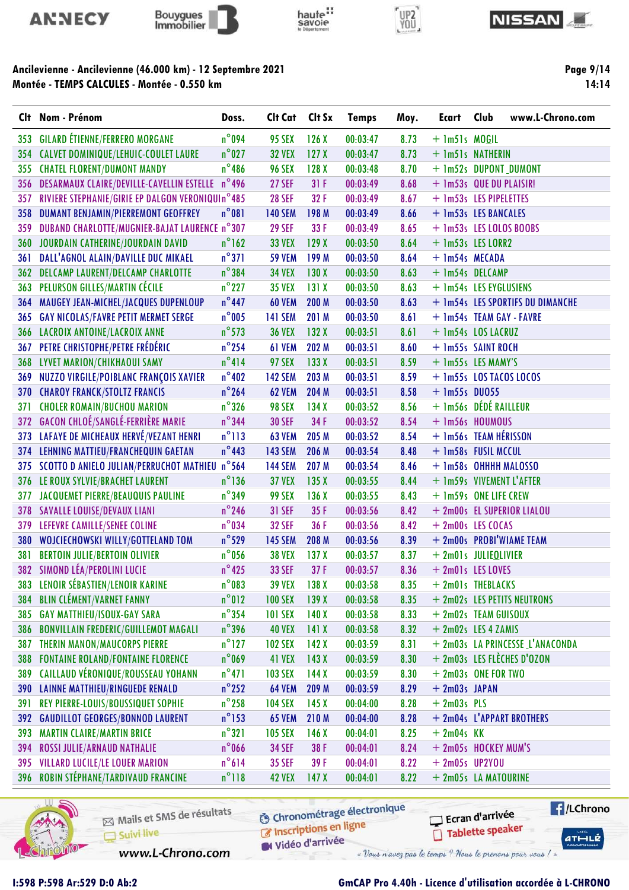**Ancilevienne - Ancilevienne (46.000 km) - 12 Septembre 2021**
**Montée - TEMPS CALCULES - Montée - 0.550 km**

| Clt | Nom - Prénom | Doss. | Clt Cat | Clt Sx | Temps | Moy. | Ecart | Club |
|---|---|---|---|---|---|---|---|---|
| 353 | GILARD ÉTIENNE/FERRERO MORGANE | n°094 | 95 SEX | 126 X | 00:03:47 | 8.73 | + 1m51s | MOGIL |
| 354 | CALVET DOMINIQUE/LEHUIC-COULET LAURE | n°027 | 32 VEX | 127 X | 00:03:47 | 8.73 | + 1m51s | NATHERIN |
| 355 | CHATEL FLORENT/DUMONT MANDY | n°486 | 96 SEX | 128 X | 00:03:48 | 8.70 | + 1m52s | DUPONT_DUMONT |
| 356 | DESARMAUX CLAIRE/DEVILLE-CAVELLIN ESTELLE | n°496 | 27 SEF | 31 F | 00:03:49 | 8.68 | + 1m53s | QUE DU PLAISIR! |
| 357 | RIVIERE STEPHANIE/GIRIE EP DALGON VERONIQUI | n°485 | 28 SEF | 32 F | 00:03:49 | 8.67 | + 1m53s | LES PIPELETTES |
| 358 | DUMANT BENJAMIN/PIERREMONT GEOFFREY | n°081 | 140 SEM | 198 M | 00:03:49 | 8.66 | + 1m53s | LES BANCALES |
| 359 | DUBAND CHARLOTTE/MUGNIER-BAJAT LAURENCE | n°307 | 29 SEF | 33 F | 00:03:49 | 8.65 | + 1m53s | LES LOLOS BOOBS |
| 360 | JOURDAIN CATHERINE/JOURDAIN DAVID | n°162 | 33 VEX | 129 X | 00:03:50 | 8.64 | + 1m53s | LES LORR2 |
| 361 | DALL'AGNOL ALAIN/DAVILLE DUC MIKAEL | n°371 | 59 VEM | 199 M | 00:03:50 | 8.64 | + 1m54s | MECADA |
| 362 | DELCAMP LAURENT/DELCAMP CHARLOTTE | n°384 | 34 VEX | 130 X | 00:03:50 | 8.63 | + 1m54s | DELCAMP |
| 363 | PELURSON GILLES/MARTIN CÉCILE | n°227 | 35 VEX | 131 X | 00:03:50 | 8.63 | + 1m54s | LES EYGLUSIENS |
| 364 | MAUGEY JEAN-MICHEL/JACQUES DUPENLOUP | n°447 | 60 VEM | 200 M | 00:03:50 | 8.63 | + 1m54s | LES SPORTIFS DU DIMANCHE |
| 365 | GAY NICOLAS/FAVRE PETIT MERMET SERGE | n°005 | 141 SEM | 201 M | 00:03:50 | 8.61 | + 1m54s | TEAM GAY - FAVRE |
| 366 | LACROIX ANTOINE/LACROIX ANNE | n°573 | 36 VEX | 132 X | 00:03:51 | 8.61 | + 1m54s | LOS LACRUZ |
| 367 | PETRE CHRISTOPHE/PETRE FRÉDÉRIC | n°254 | 61 VEM | 202 M | 00:03:51 | 8.60 | + 1m55s | SAINT ROCH |
| 368 | LYVET MARION/CHIKHAOUI SAMY | n°414 | 97 SEX | 133 X | 00:03:51 | 8.59 | + 1m55s | LES MAMY'S |
| 369 | NUZZO VIRGILE/POIBLANC FRANÇOIS XAVIER | n°402 | 142 SEM | 203 M | 00:03:51 | 8.59 | + 1m55s | LOS TACOS LOCOS |
| 370 | CHAROY FRANCK/STOLTZ FRANCIS | n°264 | 62 VEM | 204 M | 00:03:51 | 8.58 | + 1m55s | DUO55 |
| 371 | CHOLER ROMAIN/BUCHOU MARION | n°326 | 98 SEX | 134 X | 00:03:52 | 8.56 | + 1m56s | DÉDÉ RAILLEUR |
| 372 | GACON CHLOÉ/SANGLÉ-FERRIÈRE MARIE | n°344 | 30 SEF | 34 F | 00:03:52 | 8.54 | + 1m56s | HOUMOUS |
| 373 | LAFAYE DE MICHEAUX HERVÉ/VEZANT HENRI | n°113 | 63 VEM | 205 M | 00:03:52 | 8.54 | + 1m56s | TEAM HÉRISSON |
| 374 | LEHNING MATTIEU/FRANCHEQUIN GAETAN | n°443 | 143 SEM | 206 M | 00:03:54 | 8.48 | + 1m58s | FUSIL MCCUL |
| 375 | SCOTTO D ANIELO JULIAN/PERRUCHOT MATHIEU | n°564 | 144 SEM | 207 M | 00:03:54 | 8.46 | + 1m58s | OHHHH MALOSSO |
| 376 | LE ROUX SYLVIE/BRACHET LAURENT | n°136 | 37 VEX | 135 X | 00:03:55 | 8.44 | + 1m59s | VIVEMENT L'AFTER |
| 377 | JACQUEMET PIERRE/BEAUQUIS PAULINE | n°349 | 99 SEX | 136 X | 00:03:55 | 8.43 | + 1m59s | ONE LIFE CREW |
| 378 | SAVALLE LOUISE/DEVAUX LIANI | n°246 | 31 SEF | 35 F | 00:03:56 | 8.42 | + 2m00s | EL SUPERIOR LIALOU |
| 379 | LEFEVRE CAMILLE/SENEE COLINE | n°034 | 32 SEF | 36 F | 00:03:56 | 8.42 | + 2m00s | LES COCAS |
| 380 | WOJCIECHOWSKI WILLY/GOTTELAND TOM | n°529 | 145 SEM | 208 M | 00:03:56 | 8.39 | + 2m00s | PROBI'WIAME TEAM |
| 381 | BERTOIN JULIE/BERTOIN OLIVIER | n°056 | 38 VEX | 137 X | 00:03:57 | 8.37 | + 2m01s | JULIEOLIVIER |
| 382 | SIMOND LÉA/PEROLINI LUCIE | n°425 | 33 SEF | 37 F | 00:03:57 | 8.36 | + 2m01s | LES LOVES |
| 383 | LENOIR SÉBASTIEN/LENOIR KARINE | n°083 | 39 VEX | 138 X | 00:03:58 | 8.35 | + 2m01s | THEBLACKS |
| 384 | BLIN CLÉMENT/VARNET FANNY | n°012 | 100 SEX | 139 X | 00:03:58 | 8.35 | + 2m02s | LES PETITS NEUTRONS |
| 385 | GAY MATTHIEU/ISOUX-GAY SARA | n°354 | 101 SEX | 140 X | 00:03:58 | 8.33 | + 2m02s | TEAM GUISOUX |
| 386 | BONVILLAIN FREDERIC/GUILLEMOT MAGALI | n°396 | 40 VEX | 141 X | 00:03:58 | 8.32 | + 2m02s | LES 4 ZAMIS |
| 387 | THERIN MANON/MAUCORPS PIERRE | n°127 | 102 SEX | 142 X | 00:03:59 | 8.31 | + 2m03s | LA PRINCESSE_L'ANACONDA |
| 388 | FONTAINE ROLAND/FONTAINE FLORENCE | n°069 | 41 VEX | 143 X | 00:03:59 | 8.30 | + 2m03s | LES FLÈCHES D'OZON |
| 389 | CAILLAUD VÉRONIQUE/ROUSSEAU YOHANN | n°471 | 103 SEX | 144 X | 00:03:59 | 8.30 | + 2m03s | ONE FOR TWO |
| 390 | LAINNE MATTHIEU/RINGUEDE RENALD | n°252 | 64 VEM | 209 M | 00:03:59 | 8.29 | + 2m03s | JAPAN |
| 391 | REY PIERRE-LOUIS/BOUSSIQUET SOPHIE | n°258 | 104 SEX | 145 X | 00:04:00 | 8.28 | + 2m03s | PLS |
| 392 | GAUDILLOT GEORGES/BONNOD LAURENT | n°153 | 65 VEM | 210 M | 00:04:00 | 8.28 | + 2m04s | L'APPART BROTHERS |
| 393 | MARTIN CLAIRE/MARTIN BRICE | n°321 | 105 SEX | 146 X | 00:04:01 | 8.25 | + 2m04s | KK |
| 394 | ROSSI JULIE/ARNAUD NATHALIE | n°066 | 34 SEF | 38 F | 00:04:01 | 8.24 | + 2m05s | HOCKEY MUM'S |
| 395 | VILLARD LUCILE/LE LOUER MARION | n°614 | 35 SEF | 39 F | 00:04:01 | 8.22 | + 2m05s | UP2YOU |
| 396 | ROBIN STÉPHANE/TARDIVAUD FRANCINE | n°118 | 42 VEX | 147 X | 00:04:01 | 8.22 | + 2m05s | LA MATOURINE |

I:598 P:598 Ar:529 D:0 Ab:2

GmCAP Pro 4.40h - Licence d'utilisation accordée à L-CHRONO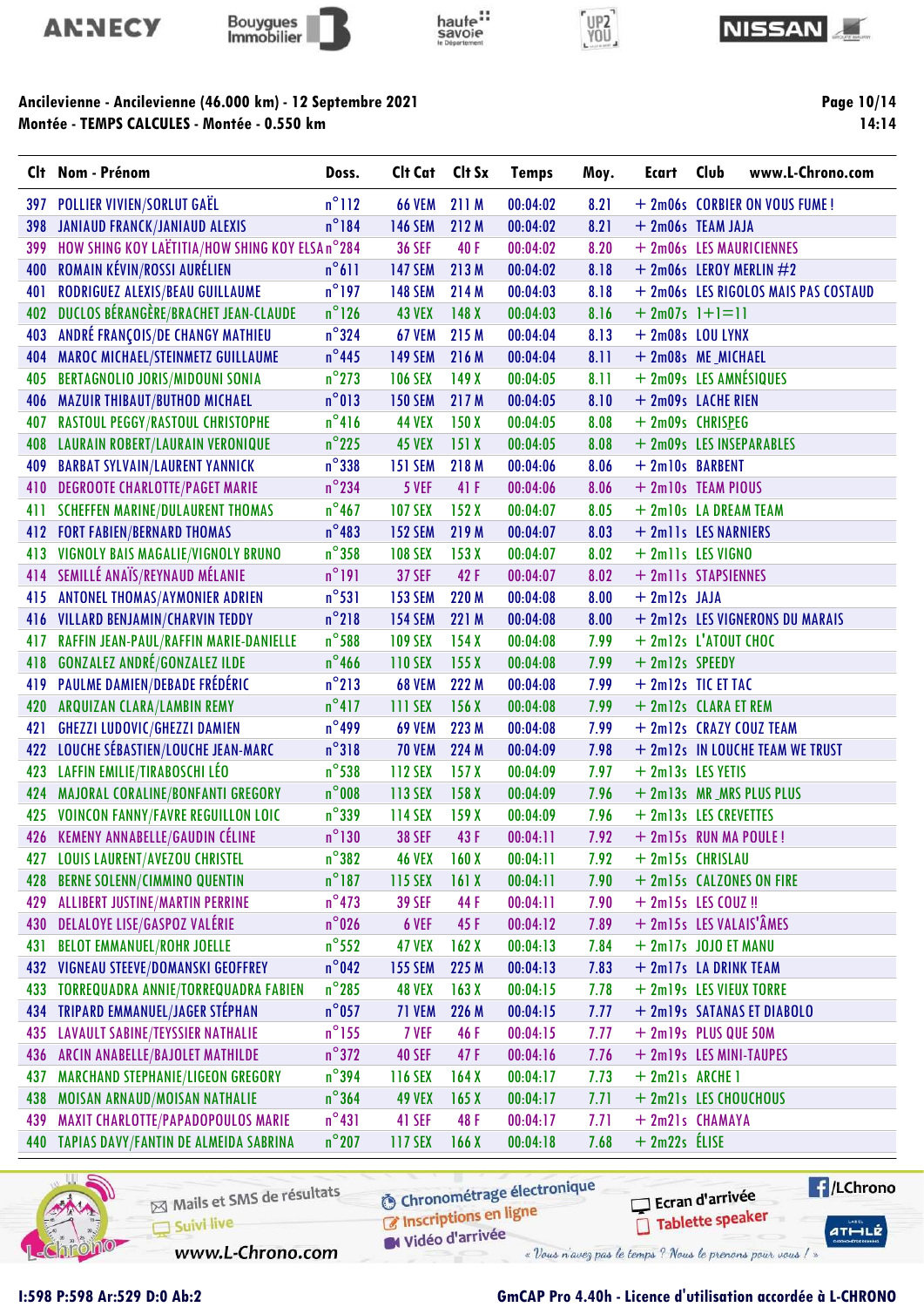**Ancilevienne - Ancilevienne (46.000 km) - 12 Septembre 2021**
**Montée - TEMPS CALCULES - Montée - 0.550 km**

| Clt | Nom - Prénom | Doss. | Clt Cat | Clt Sx | Temps | Moy. | Ecart | Club |
|---|---|---|---|---|---|---|---|---|
| 397 | POLLIER VIVIEN/SORLUT GAËL | n°112 | 66 VEM | 211 M | 00:04:02 | 8.21 | + 2m06s | CORBIER ON VOUS FUME ! |
| 398 | JANIAUD FRANCK/JANIAUD ALEXIS | n°184 | 146 SEM | 212 M | 00:04:02 | 8.21 | + 2m06s | TEAM JAJA |
| 399 | HOW SHING KOY LAËTITIA/HOW SHING KOY ELSA | n°284 | 36 SEF | 40 F | 00:04:02 | 8.20 | + 2m06s | LES MAURICIENNES |
| 400 | ROMAIN KÉVIN/ROSSI AURÉLIEN | n°611 | 147 SEM | 213 M | 00:04:02 | 8.18 | + 2m06s | LEROY MERLIN #2 |
| 401 | RODRIGUEZ ALEXIS/BEAU GUILLAUME | n°197 | 148 SEM | 214 M | 00:04:03 | 8.18 | + 2m06s | LES RIGOLOS MAIS PAS COSTAUD |
| 402 | DUCLOS BÉRANGÈRE/BRACHET JEAN-CLAUDE | n°126 | 43 VEX | 148 X | 00:04:03 | 8.16 | + 2m07s | 1+1=11 |
| 403 | ANDRÉ FRANÇOIS/DE CHANGY MATHIEU | n°324 | 67 VEM | 215 M | 00:04:04 | 8.13 | + 2m08s | LOU LYNX |
| 404 | MAROC MICHAEL/STEINMETZ GUILLAUME | n°445 | 149 SEM | 216 M | 00:04:04 | 8.11 | + 2m08s | ME_MICHAEL |
| 405 | BERTAGNOLIO JORIS/MIDOUNI SONIA | n°273 | 106 SEX | 149 X | 00:04:05 | 8.11 | + 2m09s | LES AMNÉSIQUES |
| 406 | MAZUIR THIBAUT/BUTHOD MICHAEL | n°013 | 150 SEM | 217 M | 00:04:05 | 8.10 | + 2m09s | LACHE RIEN |
| 407 | RASTOUL PEGGY/RASTOUL CHRISTOPHE | n°416 | 44 VEX | 150 X | 00:04:05 | 8.08 | + 2m09s | CHRISPEG |
| 408 | LAURAIN ROBERT/LAURAIN VERONIQUE | n°225 | 45 VEX | 151 X | 00:04:05 | 8.08 | + 2m09s | LES INSEPARABLES |
| 409 | BARBAT SYLVAIN/LAURENT YANNICK | n°338 | 151 SEM | 218 M | 00:04:06 | 8.06 | + 2m10s | BARBENT |
| 410 | DEGROOTE CHARLOTTE/PAGET MARIE | n°234 | 5 VEF | 41 F | 00:04:06 | 8.06 | + 2m10s | TEAM PIOUS |
| 411 | SCHEFFEN MARINE/DULAURENT THOMAS | n°467 | 107 SEX | 152 X | 00:04:07 | 8.05 | + 2m10s | LA DREAM TEAM |
| 412 | FORT FABIEN/BERNARD THOMAS | n°483 | 152 SEM | 219 M | 00:04:07 | 8.03 | + 2m11s | LES NARNIERS |
| 413 | VIGNOLY BAIS MAGALIE/VIGNOLY BRUNO | n°358 | 108 SEX | 153 X | 00:04:07 | 8.02 | + 2m11s | LES VIGNO |
| 414 | SEMILLÉ ANAÏS/REYNAUD MÉLANIE | n°191 | 37 SEF | 42 F | 00:04:07 | 8.02 | + 2m11s | STAPSIENNES |
| 415 | ANTONEL THOMAS/AYMONIER ADRIEN | n°531 | 153 SEM | 220 M | 00:04:08 | 8.00 | + 2m12s | JAJA |
| 416 | VILLARD BENJAMIN/CHARVIN TEDDY | n°218 | 154 SEM | 221 M | 00:04:08 | 8.00 | + 2m12s | LES VIGNERONS DU MARAIS |
| 417 | RAFFIN JEAN-PAUL/RAFFIN MARIE-DANIELLE | n°588 | 109 SEX | 154 X | 00:04:08 | 7.99 | + 2m12s | L'ATOUT CHOC |
| 418 | GONZALEZ ANDRÉ/GONZALEZ ILDE | n°466 | 110 SEX | 155 X | 00:04:08 | 7.99 | + 2m12s | SPEEDY |
| 419 | PAULME DAMIEN/DEBADE FRÉDÉRIC | n°213 | 68 VEM | 222 M | 00:04:08 | 7.99 | + 2m12s | TIC ET TAC |
| 420 | ARQUIZAN CLARA/LAMBIN REMY | n°417 | 111 SEX | 156 X | 00:04:08 | 7.99 | + 2m12s | CLARA ET REM |
| 421 | GHEZZI LUDOVIC/GHEZZI DAMIEN | n°499 | 69 VEM | 223 M | 00:04:08 | 7.99 | + 2m12s | CRAZY COUZ TEAM |
| 422 | LOUCHE SÉBASTIEN/LOUCHE JEAN-MARC | n°318 | 70 VEM | 224 M | 00:04:09 | 7.98 | + 2m12s | IN LOUCHE TEAM WE TRUST |
| 423 | LAFFIN EMILIE/TIRABOSCHI LÉO | n°538 | 112 SEX | 157 X | 00:04:09 | 7.97 | + 2m13s | LES YETIS |
| 424 | MAJORAL CORALINE/BONFANTI GREGORY | n°008 | 113 SEX | 158 X | 00:04:09 | 7.96 | + 2m13s | MR_MRS PLUS PLUS |
| 425 | VOINCON FANNY/FAVRE REGUILLON LOIC | n°339 | 114 SEX | 159 X | 00:04:09 | 7.96 | + 2m13s | LES CREVETTES |
| 426 | KEMENY ANNABELLE/GAUDIN CÉLINE | n°130 | 38 SEF | 43 F | 00:04:11 | 7.92 | + 2m15s | RUN MA POULE ! |
| 427 | LOUIS LAURENT/AVEZOU CHRISTEL | n°382 | 46 VEX | 160 X | 00:04:11 | 7.92 | + 2m15s | CHRISLAU |
| 428 | BERNE SOLENN/CIMMINO QUENTIN | n°187 | 115 SEX | 161 X | 00:04:11 | 7.90 | + 2m15s | CALZONES ON FIRE |
| 429 | ALLIBERT JUSTINE/MARTIN PERRINE | n°473 | 39 SEF | 44 F | 00:04:11 | 7.90 | + 2m15s | LES COUZ !! |
| 430 | DELALOYE LISE/GASPOZ VALÉRIE | n°026 | 6 VEF | 45 F | 00:04:12 | 7.89 | + 2m15s | LES VALAIS'ÂMES |
| 431 | BELOT EMMANUEL/ROHR JOELLE | n°552 | 47 VEX | 162 X | 00:04:13 | 7.84 | + 2m17s | JOJO ET MANU |
| 432 | VIGNEAU STEEVE/DOMANSKI GEOFFREY | n°042 | 155 SEM | 225 M | 00:04:13 | 7.83 | + 2m17s | LA DRINK TEAM |
| 433 | TORREQUADRA ANNIE/TORREQUADRA FABIEN | n°285 | 48 VEX | 163 X | 00:04:15 | 7.78 | + 2m19s | LES VIEUX TORRE |
| 434 | TRIPARD EMMANUEL/JAGER STÉPHAN | n°057 | 71 VEM | 226 M | 00:04:15 | 7.77 | + 2m19s | SATANAS ET DIABOLO |
| 435 | LAVAULT SABINE/TEYSSIER NATHALIE | n°155 | 7 VEF | 46 F | 00:04:15 | 7.77 | + 2m19s | PLUS QUE 50M |
| 436 | ARCIN ANABELLE/BAJOLET MATHILDE | n°372 | 40 SEF | 47 F | 00:04:16 | 7.76 | + 2m19s | LES MINI-TAUPES |
| 437 | MARCHAND STEPHANIE/LIGEON GREGORY | n°394 | 116 SEX | 164 X | 00:04:17 | 7.73 | + 2m21s | ARCHE 1 |
| 438 | MOISAN ARNAUD/MOISAN NATHALIE | n°364 | 49 VEX | 165 X | 00:04:17 | 7.71 | + 2m21s | LES CHOUCHOUS |
| 439 | MAXIT CHARLOTTE/PAPADOPOULOS MARIE | n°431 | 41 SEF | 48 F | 00:04:17 | 7.71 | + 2m21s | CHAMAYA |
| 440 | TAPIAS DAVY/FANTIN DE ALMEIDA SABRINA | n°207 | 117 SEX | 166 X | 00:04:18 | 7.68 | + 2m22s | ÉLISE |

I:598 P:598 Ar:529 D:0 Ab:2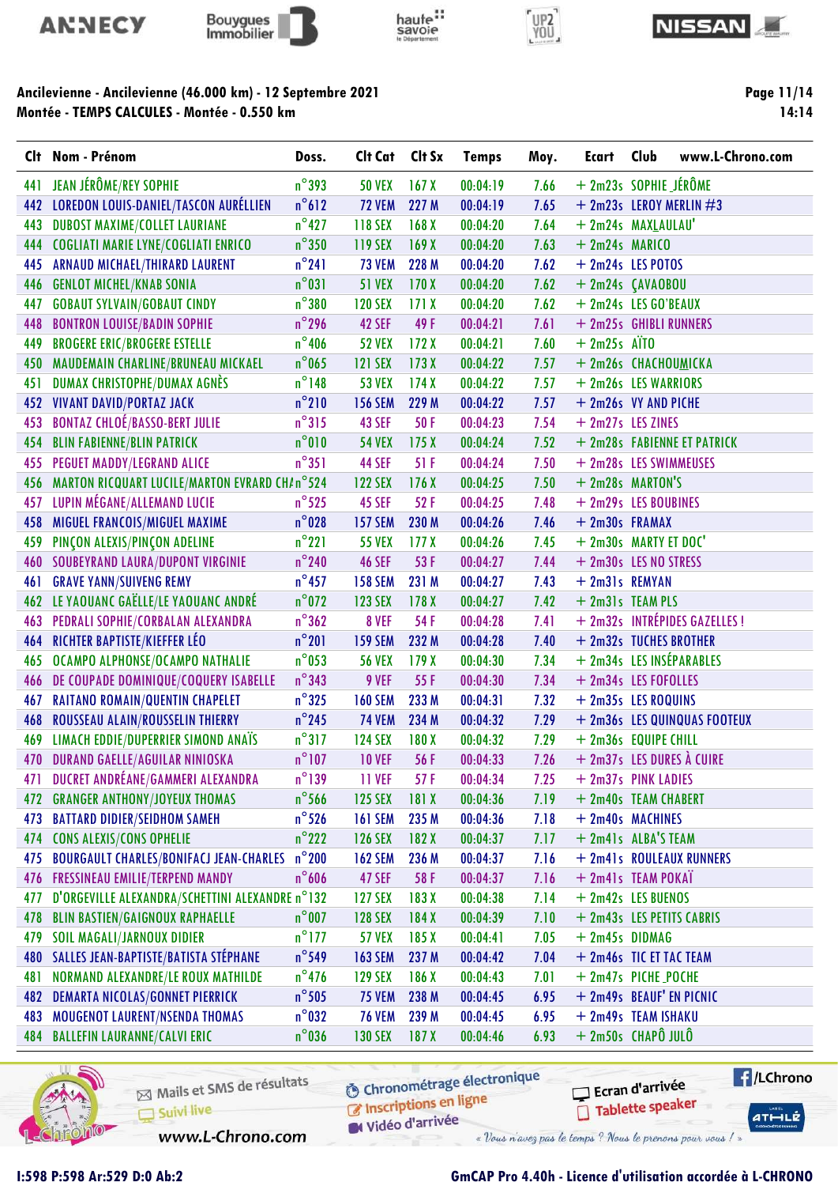## Ancilevienne - Ancilevienne (46.000 km) - 12 Septembre 2021
## Montée - TEMPS CALCULES - Montée - 0.550 km

| Clt | Nom - Prénom | Doss. | Clt Cat | Clt Sx | Temps | Moy. | Ecart | Club |
|---|---|---|---|---|---|---|---|---|
| 441 | JEAN JÉRÔME/REY SOPHIE | n°393 | 50 VEX | 167 X | 00:04:19 | 7.66 | + 2m23s | SOPHIE_JÉRÔME |
| 442 | LOREDON LOUIS-DANIEL/TASCON AURÉLLIEN | n°612 | 72 VEM | 227 M | 00:04:19 | 7.65 | + 2m23s | LEROY MERLIN #3 |
| 443 | DUBOST MAXIME/COLLET LAURIANE | n°427 | 118 SEX | 168 X | 00:04:20 | 7.64 | + 2m24s | MAXLAULAU' |
| 444 | COGLIATI MARIE LYNE/COGLIATI ENRICO | n°350 | 119 SEX | 169 X | 00:04:20 | 7.63 | + 2m24s | MARICO |
| 445 | ARNAUD MICHAEL/THIRARD LAURENT | n°241 | 73 VEM | 228 M | 00:04:20 | 7.62 | + 2m24s | LES POTOS |
| 446 | GENLOT MICHEL/KNAB SONIA | n°031 | 51 VEX | 170 X | 00:04:20 | 7.62 | + 2m24s | ÇAVAOBOU |
| 447 | GOBAUT SYLVAIN/GOBAUT CINDY | n°380 | 120 SEX | 171 X | 00:04:20 | 7.62 | + 2m24s | LES GO'BEAUX |
| 448 | BONTRON LOUISE/BADIN SOPHIE | n°296 | 42 SEF | 49 F | 00:04:21 | 7.61 | + 2m25s | GHIBLI RUNNERS |
| 449 | BROGERE ERIC/BROGERE ESTELLE | n°406 | 52 VEX | 172 X | 00:04:21 | 7.60 | + 2m25s | AÏTO |
| 450 | MAUDEMAIN CHARLINE/BRUNEAU MICKAEL | n°065 | 121 SEX | 173 X | 00:04:22 | 7.57 | + 2m26s | CHACHOUMICKA |
| 451 | DUMAX CHRISTOPHE/DUMAX AGNÈS | n°148 | 53 VEX | 174 X | 00:04:22 | 7.57 | + 2m26s | LES WARRIORS |
| 452 | VIVANT DAVID/PORTAZ JACK | n°210 | 156 SEM | 229 M | 00:04:22 | 7.57 | + 2m26s | VY AND PICHE |
| 453 | BONTAZ CHLOÉ/BASSO-BERT JULIE | n°315 | 43 SEF | 50 F | 00:04:23 | 7.54 | + 2m27s | LES ZINES |
| 454 | BLIN FABIENNE/BLIN PATRICK | n°010 | 54 VEX | 175 X | 00:04:24 | 7.52 | + 2m28s | FABIENNE ET PATRICK |
| 455 | PEGUET MADDY/LEGRAND ALICE | n°351 | 44 SEF | 51 F | 00:04:24 | 7.50 | + 2m28s | LES SWIMMEUSES |
| 456 | MARTON RICQUART LUCILE/MARTON EVRARD CHA | n°524 | 122 SEX | 176 X | 00:04:25 | 7.50 | + 2m28s | MARTON'S |
| 457 | LUPIN MÉGANE/ALLEMAND LUCIE | n°525 | 45 SEF | 52 F | 00:04:25 | 7.48 | + 2m29s | LES BOUBINES |
| 458 | MIGUEL FRANCOIS/MIGUEL MAXIME | n°028 | 157 SEM | 230 M | 00:04:26 | 7.46 | + 2m30s | FRAMAX |
| 459 | PINÇON ALEXIS/PINÇON ADELINE | n°221 | 55 VEX | 177 X | 00:04:26 | 7.45 | + 2m30s | MARTY ET DOC' |
| 460 | SOUBEYRAND LAURA/DUPONT VIRGINIE | n°240 | 46 SEF | 53 F | 00:04:27 | 7.44 | + 2m30s | LES NO STRESS |
| 461 | GRAVE YANN/SUIVENG REMY | n°457 | 158 SEM | 231 M | 00:04:27 | 7.43 | + 2m31s | REMYAN |
| 462 | LE YAOUANC GAËLLE/LE YAOUANC ANDRÉ | n°072 | 123 SEX | 178 X | 00:04:27 | 7.42 | + 2m31s | TEAM PLS |
| 463 | PEDRALI SOPHIE/CORBALAN ALEXANDRA | n°362 | 8 VEF | 54 F | 00:04:28 | 7.41 | + 2m32s | INTRÉPIDES GAZELLES ! |
| 464 | RICHTER BAPTISTE/KIEFFER LÉO | n°201 | 159 SEM | 232 M | 00:04:28 | 7.40 | + 2m32s | TUCHES BROTHER |
| 465 | OCAMPO ALPHONSE/OCAMPO NATHALIE | n°053 | 56 VEX | 179 X | 00:04:30 | 7.34 | + 2m34s | LES INSÉPARABLES |
| 466 | DE COUPADE DOMINIQUE/COQUERY ISABELLE | n°343 | 9 VEF | 55 F | 00:04:30 | 7.34 | + 2m34s | LES FOFOLLES |
| 467 | RAITANO ROMAIN/QUENTIN CHAPELET | n°325 | 160 SEM | 233 M | 00:04:31 | 7.32 | + 2m35s | LES ROQUINS |
| 468 | ROUSSEAU ALAIN/ROUSSELIN THIERRY | n°245 | 74 VEM | 234 M | 00:04:32 | 7.29 | + 2m36s | LES QUINQUAS FOOTEUX |
| 469 | LIMACH EDDIE/DUPERRIER SIMOND ANAÏS | n°317 | 124 SEX | 180 X | 00:04:32 | 7.29 | + 2m36s | EQUIPE CHILL |
| 470 | DURAND GAELLE/AGUILAR NINIOSKA | n°107 | 10 VEF | 56 F | 00:04:33 | 7.26 | + 2m37s | LES DURES À CUIRE |
| 471 | DUCRET ANDRÉANE/GAMMERI ALEXANDRA | n°139 | 11 VEF | 57 F | 00:04:34 | 7.25 | + 2m37s | PINK LADIES |
| 472 | GRANGER ANTHONY/JOYEUX THOMAS | n°566 | 125 SEX | 181 X | 00:04:36 | 7.19 | + 2m40s | TEAM CHABERT |
| 473 | BATTARD DIDIER/SEIDHOM SAMEH | n°526 | 161 SEM | 235 M | 00:04:36 | 7.18 | + 2m40s | MACHINES |
| 474 | CONS ALEXIS/CONS OPHELIE | n°222 | 126 SEX | 182 X | 00:04:37 | 7.17 | + 2m41s | ALBA'S TEAM |
| 475 | BOURGAULT CHARLES/BONIFACJ JEAN-CHARLES | n°200 | 162 SEM | 236 M | 00:04:37 | 7.16 | + 2m41s | ROULEAUX RUNNERS |
| 476 | FRESSINEAU EMILIE/TERPEND MANDY | n°606 | 47 SEF | 58 F | 00:04:37 | 7.16 | + 2m41s | TEAM POKAÏ |
| 477 | D'ORGEVILLE ALEXANDRA/SCHETTINI ALEXANDRE | n°132 | 127 SEX | 183 X | 00:04:38 | 7.14 | + 2m42s | LES BUENOS |
| 478 | BLIN BASTIEN/GAIGNOUX RAPHAELLE | n°007 | 128 SEX | 184 X | 00:04:39 | 7.10 | + 2m43s | LES PETITS CABRIS |
| 479 | SOIL MAGALI/JARNOUX DIDIER | n°177 | 57 VEX | 185 X | 00:04:41 | 7.05 | + 2m45s | DIDMAG |
| 480 | SALLES JEAN-BAPTISTE/BATISTA STÉPHANE | n°549 | 163 SEM | 237 M | 00:04:42 | 7.04 | + 2m46s | TIC ET TAC TEAM |
| 481 | NORMAND ALEXANDRE/LE ROUX MATHILDE | n°476 | 129 SEX | 186 X | 00:04:43 | 7.01 | + 2m47s | PICHE_POCHE |
| 482 | DEMARTA NICOLAS/GONNET PIERRICK | n°505 | 75 VEM | 238 M | 00:04:45 | 6.95 | + 2m49s | BEAUF' EN PICNIC |
| 483 | MOUGENOT LAURENT/NSENDA THOMAS | n°032 | 76 VEM | 239 M | 00:04:45 | 6.95 | + 2m49s | TEAM ISHAKU |
| 484 | BALLEFIN LAURANNE/CALVI ERIC | n°036 | 130 SEX | 187 X | 00:04:46 | 6.93 | + 2m50s | CHAPÔ JULÔ |

I:598 P:598 Ar:529 D:0 Ab:2

GmCAP Pro 4.40h - Licence d'utilisation accordée à L-CHRONO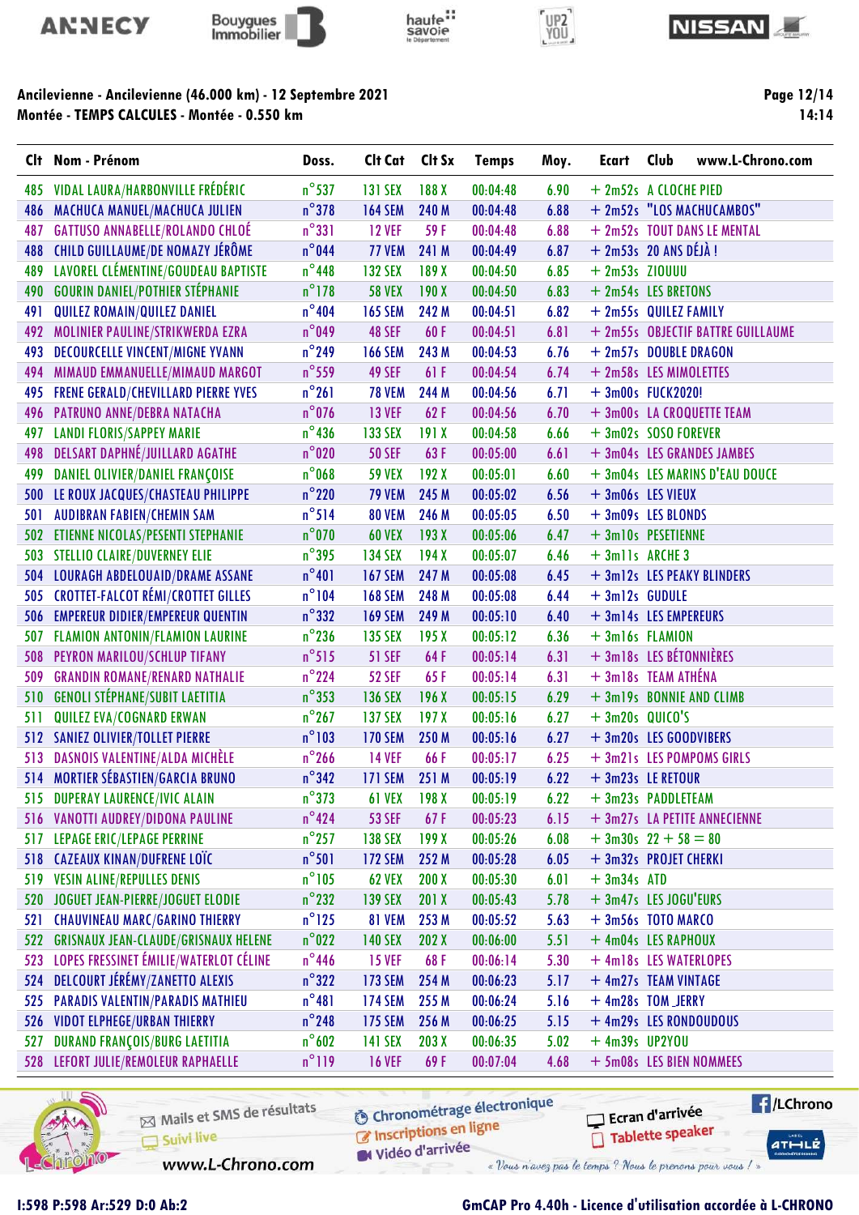## Ancilevienne - Ancilevienne (46.000 km) - 12 Septembre 2021
## Montée - TEMPS CALCULES - Montée - 0.550 km

14:14

| Clt | Nom - Prénom | Doss. | Clt Cat | Clt Sx | Temps | Moy. | Ecart | Club |
|---|---|---|---|---|---|---|---|---|
| 485 | VIDAL LAURA/HARBONVILLE FRÉDÉRIC | n°537 | 131 SEX | 188 X | 00:04:48 | 6.90 | + 2m52s | A CLOCHE PIED |
| 486 | MACHUCA MANUEL/MACHUCA JULIEN | n°378 | 164 SEM | 240 M | 00:04:48 | 6.88 | + 2m52s | "LOS MACHUCAMBOS" |
| 487 | GATTUSO ANNABELLE/ROLANDO CHLOÉ | n°331 | 12 VEF | 59 F | 00:04:48 | 6.88 | + 2m52s | TOUT DANS LE MENTAL |
| 488 | CHILD GUILLAUME/DE NOMAZY JÉRÔME | n°044 | 77 VEM | 241 M | 00:04:49 | 6.87 | + 2m53s | 20 ANS DÉJÀ ! |
| 489 | LAVOREL CLÉMENTINE/GOUDEAU BAPTISTE | n°448 | 132 SEX | 189 X | 00:04:50 | 6.85 | + 2m53s | ZIOUUU |
| 490 | GOURIN DANIEL/POTHIER STÉPHANIE | n°178 | 58 VEX | 190 X | 00:04:50 | 6.83 | + 2m54s | LES BRETONS |
| 491 | QUILEZ ROMAIN/QUILEZ DANIEL | n°404 | 165 SEM | 242 M | 00:04:51 | 6.82 | + 2m55s | QUILEZ FAMILY |
| 492 | MOLINIER PAULINE/STRIKWERDA EZRA | n°049 | 48 SEF | 60 F | 00:04:51 | 6.81 | + 2m55s | OBJECTIF BATTRE GUILLAUME |
| 493 | DECOURCELLE VINCENT/MIGNE YVANN | n°249 | 166 SEM | 243 M | 00:04:53 | 6.76 | + 2m57s | DOUBLE DRAGON |
| 494 | MIMAUD EMMANUELLE/MIMAUD MARGOT | n°559 | 49 SEF | 61 F | 00:04:54 | 6.74 | + 2m58s | LES MIMOLETTES |
| 495 | FRENE GERALD/CHEVILLARD PIERRE YVES | n°261 | 78 VEM | 244 M | 00:04:56 | 6.71 | + 3m00s | FUCK2020! |
| 496 | PATRUNO ANNE/DEBRA NATACHA | n°076 | 13 VEF | 62 F | 00:04:56 | 6.70 | + 3m00s | LA CROQUETTE TEAM |
| 497 | LANDI FLORIS/SAPPEY MARIE | n°436 | 133 SEX | 191 X | 00:04:58 | 6.66 | + 3m02s | SOSO FOREVER |
| 498 | DELSART DAPHNÉ/JUILLARD AGATHE | n°020 | 50 SEF | 63 F | 00:05:00 | 6.61 | + 3m04s | LES GRANDES JAMBES |
| 499 | DANIEL OLIVIER/DANIEL FRANÇOISE | n°068 | 59 VEX | 192 X | 00:05:01 | 6.60 | + 3m04s | LES MARINS D'EAU DOUCE |
| 500 | LE ROUX JACQUES/CHASTEAU PHILIPPE | n°220 | 79 VEM | 245 M | 00:05:02 | 6.56 | + 3m06s | LES VIEUX |
| 501 | AUDIBRAN FABIEN/CHEMIN SAM | n°514 | 80 VEM | 246 M | 00:05:05 | 6.50 | + 3m09s | LES BLONDS |
| 502 | ETIENNE NICOLAS/PESENTI STEPHANIE | n°070 | 60 VEX | 193 X | 00:05:06 | 6.47 | + 3m10s | PESETIENNE |
| 503 | STELLIO CLAIRE/DUVERNEY ELIE | n°395 | 134 SEX | 194 X | 00:05:07 | 6.46 | + 3m11s | ARCHE 3 |
| 504 | LOURAGH ABDELOUAID/DRAME ASSANE | n°401 | 167 SEM | 247 M | 00:05:08 | 6.45 | + 3m12s | LES PEAKY BLINDERS |
| 505 | CROTTET-FALCOT RÉMI/CROTTET GILLES | n°104 | 168 SEM | 248 M | 00:05:08 | 6.44 | + 3m12s | GUDULE |
| 506 | EMPEREUR DIDIER/EMPEREUR QUENTIN | n°332 | 169 SEM | 249 M | 00:05:10 | 6.40 | + 3m14s | LES EMPEREURS |
| 507 | FLAMION ANTONIN/FLAMION LAURINE | n°236 | 135 SEX | 195 X | 00:05:12 | 6.36 | + 3m16s | FLAMION |
| 508 | PEYRON MARILOU/SCHLUP TIFANY | n°515 | 51 SEF | 64 F | 00:05:14 | 6.31 | + 3m18s | LES BÉTONNIÈRES |
| 509 | GRANDIN ROMANE/RENARD NATHALIE | n°224 | 52 SEF | 65 F | 00:05:14 | 6.31 | + 3m18s | TEAM ATHÉNA |
| 510 | GENOLI STÉPHANE/SUBIT LAETITIA | n°353 | 136 SEX | 196 X | 00:05:15 | 6.29 | + 3m19s | BONNIE AND CLIMB |
| 511 | QUILEZ EVA/COGNARD ERWAN | n°267 | 137 SEX | 197 X | 00:05:16 | 6.27 | + 3m20s | QUICO'S |
| 512 | SANIEZ OLIVIER/TOLLET PIERRE | n°103 | 170 SEM | 250 M | 00:05:16 | 6.27 | + 3m20s | LES GOODVIBERS |
| 513 | DASNOIS VALENTINE/ALDA MICHÈLE | n°266 | 14 VEF | 66 F | 00:05:17 | 6.25 | + 3m21s | LES POMPOMS GIRLS |
| 514 | MORTIER SÉBASTIEN/GARCIA BRUNO | n°342 | 171 SEM | 251 M | 00:05:19 | 6.22 | + 3m23s | LE RETOUR |
| 515 | DUPERAY LAURENCE/IVIC ALAIN | n°373 | 61 VEX | 198 X | 00:05:19 | 6.22 | + 3m23s | PADDLETEAM |
| 516 | VANOTTI AUDREY/DIDONA PAULINE | n°424 | 53 SEF | 67 F | 00:05:23 | 6.15 | + 3m27s | LA PETITE ANNECIENNE |
| 517 | LEPAGE ERIC/LEPAGE PERRINE | n°257 | 138 SEX | 199 X | 00:05:26 | 6.08 | + 3m30s | 22 + 58 = 80 |
| 518 | CAZEAUX KINAN/DUFRENE LOÏC | n°501 | 172 SEM | 252 M | 00:05:28 | 6.05 | + 3m32s | PROJET CHERKI |
| 519 | VESIN ALINE/REPULLES DENIS | n°105 | 62 VEX | 200 X | 00:05:30 | 6.01 | + 3m34s | ATD |
| 520 | JOGUET JEAN-PIERRE/JOGUET ELODIE | n°232 | 139 SEX | 201 X | 00:05:43 | 5.78 | + 3m47s | LES JOGU'EURS |
| 521 | CHAUVINEAU MARC/GARINO THIERRY | n°125 | 81 VEM | 253 M | 00:05:52 | 5.63 | + 3m56s | TOTO MARCO |
| 522 | GRISNAUX JEAN-CLAUDE/GRISNAUX HELENE | n°022 | 140 SEX | 202 X | 00:06:00 | 5.51 | + 4m04s | LES RAPHOUX |
| 523 | LOPES FRESSINET ÉMILIE/WATERLOT CÉLINE | n°446 | 15 VEF | 68 F | 00:06:14 | 5.30 | + 4m18s | LES WATERLOPES |
| 524 | DELCOURT JÉRÉMY/ZANETTO ALEXIS | n°322 | 173 SEM | 254 M | 00:06:23 | 5.17 | + 4m27s | TEAM VINTAGE |
| 525 | PARADIS VALENTIN/PARADIS MATHIEU | n°481 | 174 SEM | 255 M | 00:06:24 | 5.16 | + 4m28s | TOM_JERRY |
| 526 | VIDOT ELPHEGE/URBAN THIERRY | n°248 | 175 SEM | 256 M | 00:06:25 | 5.15 | + 4m29s | LES RONDOUDOUS |
| 527 | DURAND FRANÇOIS/BURG LAETITIA | n°602 | 141 SEX | 203 X | 00:06:35 | 5.02 | + 4m39s | UP2YOU |
| 528 | LEFORT JULIE/REMOLEUR RAPHAELLE | n°119 | 16 VEF | 69 F | 00:07:04 | 4.68 | + 5m08s | LES BIEN NOMMEES |

I:598 P:598 Ar:529 D:0 Ab:2

GmCAP Pro 4.40h - Licence d'utilisation accordée à L-CHRONO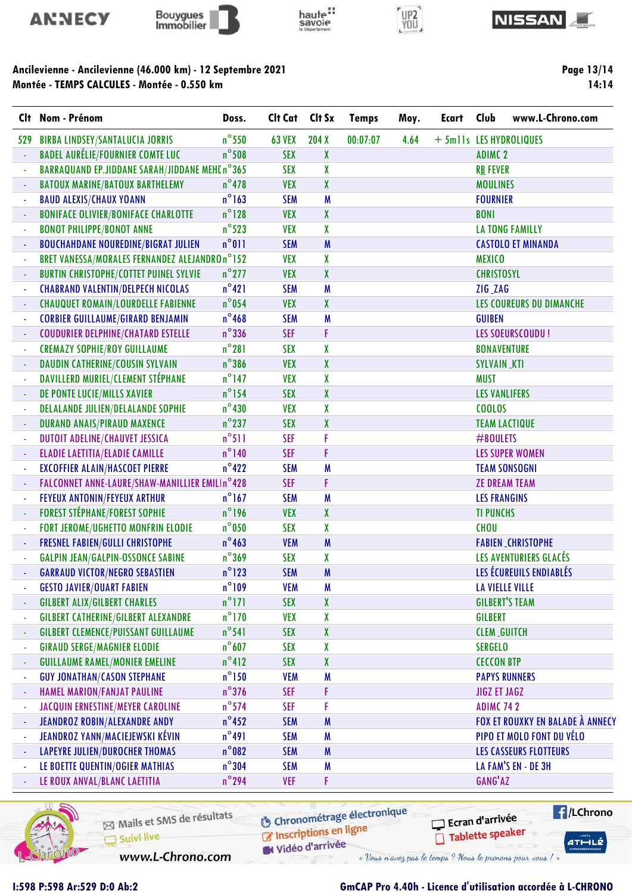**Ancilevienne - Ancilevienne (46.000 km) - 12 Septembre 2021**
**Montée - TEMPS CALCULES - Montée - 0.550 km**

| Clt | Nom - Prénom | Doss. | Clt Cat | Clt Sx | Temps | Moy. | Ecart | Club |
|---|---|---|---|---|---|---|---|---|
| 529 | BIRBA LINDSEY/SANTALUCIA JORRIS | n°550 | 63 VEX | 204 X | 00:07:07 | 4.64 | + 5m11s | LES HYDROLIQUES |
| - | BADEL AURÉLIE/FOURNIER COMTE LUC | n°508 | SEX | X | | | | ADIMC 2 |
| - | BARRAQUAND EP.JIDDANE SARAH/JIDDANE MEHE | n°365 | SEX | X | | | | RB FEVER |
| - | BATOUX MARINE/BATOUX BARTHELEMY | n°478 | VEX | X | | | | MOULINES |
| - | BAUD ALEXIS/CHAUX YOANN | n°163 | SEM | M | | | | FOURNIER |
| - | BONIFACE OLIVIER/BONIFACE CHARLOTTE | n°128 | VEX | X | | | | BONI |
| - | BONOT PHILIPPE/BONOT ANNE | n°523 | VEX | X | | | | LA TONG FAMILLY |
| - | BOUCHAHDANE NOUREDINE/BIGRAT JULIEN | n°011 | SEM | M | | | | CASTOLO ET MINANDA |
| - | BRET VANESSA/MORALES FERNANDEZ ALEJANDRO | n°152 | VEX | X | | | | MEXICO |
| - | BURTIN CHRISTOPHE/COTTET PUINEL SYLVIE | n°277 | VEX | X | | | | CHRISTOSYL |
| - | CHABRAND VALENTIN/DELPECH NICOLAS | n°421 | SEM | M | | | | ZIG _ZAG |
| - | CHAUQUET ROMAIN/LOURDELLE FABIENNE | n°054 | VEX | X | | | | LES COUREURS DU DIMANCHE |
| - | CORBIER GUILLAUME/GIRARD BENJAMIN | n°468 | SEM | M | | | | GUIBEN |
| - | COUDURIER DELPHINE/CHATARD ESTELLE | n°336 | SEF | F | | | | LES SOEURSCOUDU ! |
| - | CREMAZY SOPHIE/ROY GUILLAUME | n°281 | SEX | X | | | | BONAVENTURE |
| - | DAUDIN CATHERINE/COUSIN SYLVAIN | n°386 | VEX | X | | | | SYLVAIN _KTI |
| - | DAVILLERD MURIEL/CLEMENT STÉPHANE | n°147 | VEX | X | | | | MUST |
| - | DE PONTE LUCIE/MILLS XAVIER | n°154 | SEX | X | | | | LES VANLIFERS |
| - | DELALANDE JULIEN/DELALANDE SOPHIE | n°430 | VEX | X | | | | COOLOS |
| - | DURAND ANAIS/PIRAUD MAXENCE | n°237 | SEX | X | | | | TEAM LACTIQUE |
| - | DUTOIT ADELINE/CHAUVET JESSICA | n°511 | SEF | F | | | | #BOULETS |
| - | ELADIE LAETITIA/ELADIE CAMILLE | n°140 | SEF | F | | | | LES SUPER WOMEN |
| - | EXCOFFIER ALAIN/HASCOET PIERRE | n°422 | SEM | M | | | | TEAM SONSOGNI |
| - | FALCONNET ANNE-LAURE/SHAW-MANILLIER EMILI | n°428 | SEF | F | | | | ZE DREAM TEAM |
| - | FEYEUX ANTONIN/FEYEUX ARTHUR | n°167 | SEM | M | | | | LES FRANGINS |
| - | FOREST STÉPHANE/FOREST SOPHIE | n°196 | VEX | X | | | | TI PUNCHS |
| - | FORT JEROME/UGHETTO MONFRIN ELODIE | n°050 | SEX | X | | | | CHOU |
| - | FRESNEL FABIEN/GULLI CHRISTOPHE | n°463 | VEM | M | | | | FABIEN _CHRISTOPHE |
| - | GALPIN JEAN/GALPIN-OSSONCE SABINE | n°369 | SEX | X | | | | LES AVENTURIERS GLACÉS |
| - | GARRAUD VICTOR/NEGRO SEBASTIEN | n°123 | SEM | M | | | | LES ÉCUREUILS ENDIABLÉS |
| - | GESTO JAVIER/OUART FABIEN | n°109 | VEM | M | | | | LA VIELLE VILLE |
| - | GILBERT ALIX/GILBERT CHARLES | n°171 | SEX | X | | | | GILBERT'S TEAM |
| - | GILBERT CATHERINE/GILBERT ALEXANDRE | n°170 | VEX | X | | | | GILBERT |
| - | GILBERT CLEMENCE/PUISSANT GUILLAUME | n°541 | SEX | X | | | | CLEM _GUITCH |
| - | GIRAUD SERGE/MAGNIER ELODIE | n°607 | SEX | X | | | | SERGELO |
| - | GUILLAUME RAMEL/MONIER EMELINE | n°412 | SEX | X | | | | CECCON BTP |
| - | GUY JONATHAN/CASON STEPHANE | n°150 | VEM | M | | | | PAPYS RUNNERS |
| - | HAMEL MARION/FANJAT PAULINE | n°376 | SEF | F | | | | JIGZ ET JAGZ |
| - | JACQUIN ERNESTINE/MEYER CAROLINE | n°574 | SEF | F | | | | ADIMC 74 2 |
| - | JEANDROZ ROBIN/ALEXANDRE ANDY | n°452 | SEM | M | | | | FOX ET ROUXKY EN BALADE À ANNECY |
| - | JEANDROZ YANN/MACIEJEWSKI KÉVIN | n°491 | SEM | M | | | | PIPO ET MOLO FONT DU VÉLO |
| - | LAPEYRE JULIEN/DUROCHER THOMAS | n°082 | SEM | M | | | | LES CASSEURS FLOTTEURS |
| - | LE BOETTE QUENTIN/OGIER MATHIAS | n°304 | SEM | M | | | | LA FAM'S EN - DE 3H |
| - | LE ROUX ANVAL/BLANC LAETITIA | n°294 | VEF | F | | | | GANG'AZ |

I:598 P:598 Ar:529 D:0 Ab:2

GmCAP Pro 4.40h - Licence d'utilisation accordée à L-CHRONO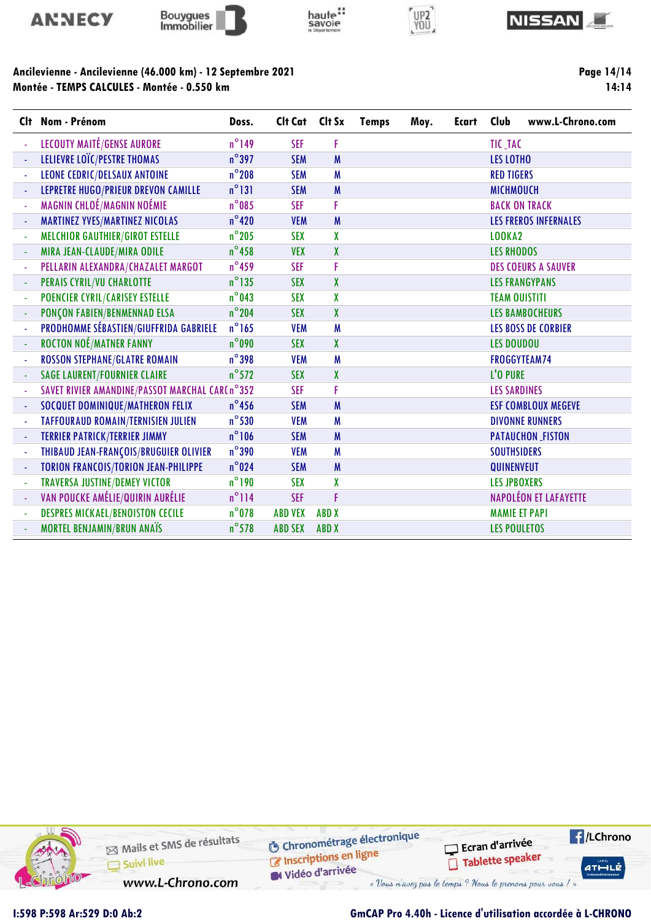**Ancilevienne - Ancilevienne (46.000 km) - 12 Septembre 2021**
**Montée - TEMPS CALCULES - Montée - 0.550 km**

| Clt | Nom - Prénom | Doss. | Clt Cat | Clt Sx | Temps | Moy. | Ecart | Club | www.L-Chrono.com |
|---|---|---|---|---|---|---|---|---|---|
| - | LECOUTY MAITÉ/GENSE AURORE | n°149 | SEF | F | | | | TIC_TAC | |
| - | LELIEVRE LOÏC/PESTRE THOMAS | n°397 | SEM | M | | | | LES LOTHO | |
| - | LEONE CEDRIC/DELSAUX ANTOINE | n°208 | SEM | M | | | | RED TIGERS | |
| - | LEPRETRE HUGO/PRIEUR DREVON CAMILLE | n°131 | SEM | M | | | | MICHMOUCH | |
| - | MAGNIN CHLOÉ/MAGNIN NOÉMIE | n°085 | SEF | F | | | | BACK ON TRACK | |
| - | MARTINEZ YVES/MARTINEZ NICOLAS | n°420 | VEM | M | | | | LES FREROS INFERNALES | |
| - | MELCHIOR GAUTHIER/GIROT ESTELLE | n°205 | SEX | X | | | | LOOKA2 | |
| - | MIRA JEAN-CLAUDE/MIRA ODILE | n°458 | VEX | X | | | | LES RHODOS | |
| - | PELLARIN ALEXANDRA/CHAZALET MARGOT | n°459 | SEF | F | | | | DES COEURS A SAUVER | |
| - | PERAIS CYRIL/VU CHARLOTTE | n°135 | SEX | X | | | | LES FRANGYPANS | |
| - | POENCIER CYRIL/CARISEY ESTELLE | n°043 | SEX | X | | | | TEAM OUISTITI | |
| - | PONÇON FABIEN/BENMENNAD ELSA | n°204 | SEX | X | | | | LES BAMBOCHEURS | |
| - | PRODHOMME SÉBASTIEN/GIUFFRIDA GABRIELE | n°165 | VEM | M | | | | LES BOSS DE CORBIER | |
| - | ROCTON NOÉ/MATNER FANNY | n°090 | SEX | X | | | | LES DOUDOU | |
| - | ROSSON STEPHANE/GLATRE ROMAIN | n°398 | VEM | M | | | | FROGGYTEAM74 | |
| - | SAGE LAURENT/FOURNIER CLAIRE | n°572 | SEX | X | | | | L'O PURE | |
| - | SAVET RIVIER AMANDINE/PASSOT MARCHAL CARC | n°352 | SEF | F | | | | LES SARDINES | |
| - | SOCQUET DOMINIQUE/MATHERON FELIX | n°456 | SEM | M | | | | ESF COMBLOUX MEGEVE | |
| - | TAFFOURAUD ROMAIN/TERNISIEN JULIEN | n°530 | VEM | M | | | | DIVONNE RUNNERS | |
| - | TERRIER PATRICK/TERRIER JIMMY | n°106 | SEM | M | | | | PATAUCHON_FISTON | |
| - | THIBAUD JEAN-FRANÇOIS/BRUGUIER OLIVIER | n°390 | VEM | M | | | | SOUTHSIDERS | |
| - | TORION FRANCOIS/TORION JEAN-PHILIPPE | n°024 | SEM | M | | | | QUINENVEUT | |
| - | TRAVERSA JUSTINE/DEMEY VICTOR | n°190 | SEX | X | | | | LES JPBOXERS | |
| - | VAN POUCKE AMÉLIE/QUIRIN AURÉLIE | n°114 | SEF | F | | | | NAPOLÉON ET LAFAYETTE | |
| - | DESPRES MICKAEL/BENOISTON CECILE | n°078 | ABD VEX | ABD X | | | | MAMIE ET PAPI | |
| - | MORTEL BENJAMIN/BRUN ANAÏS | n°578 | ABD SEX | ABD X | | | | LES POULETOS | |

I:598 P:598 Ar:529 D:0 Ab:2

GmCAP Pro 4.40h - Licence d'utilisation accordée à L-CHRONO